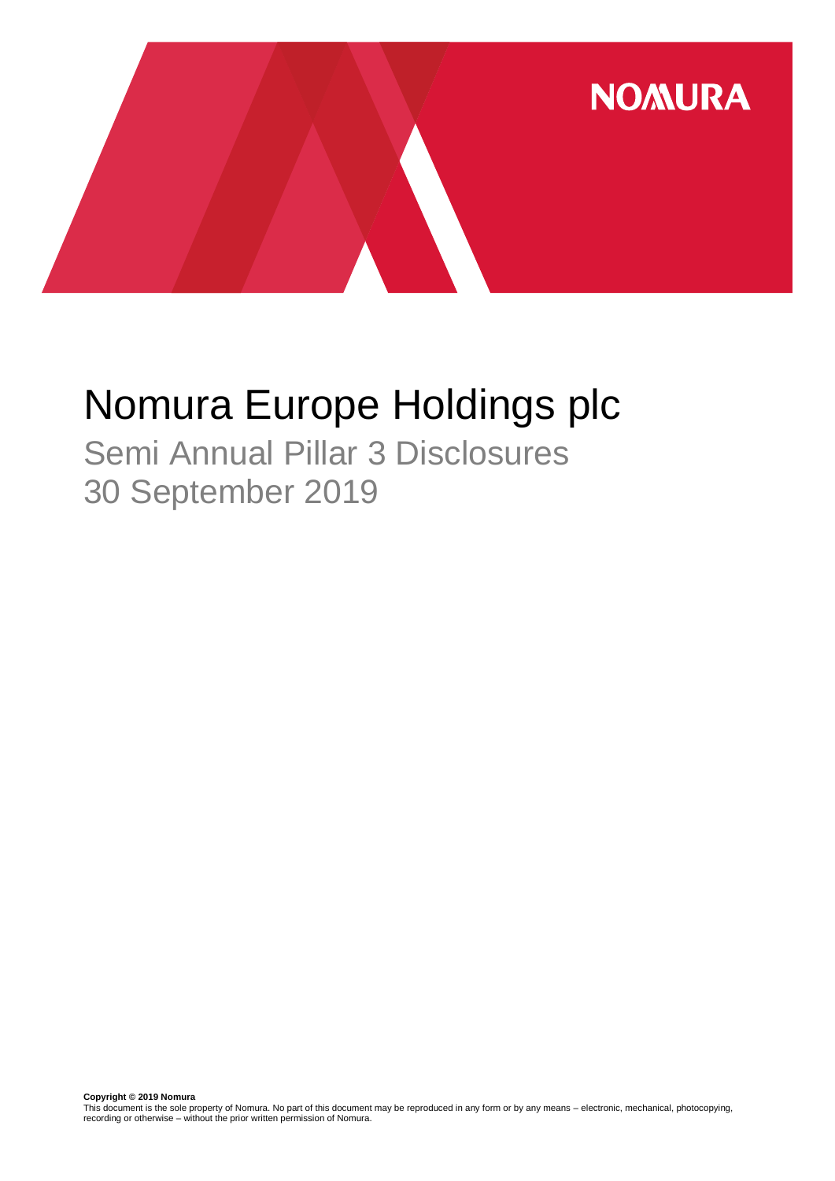NOMURA

# Nomura Europe Holdings plc

## Semi Annual Pillar 3 Disclosures
## 30 September 2019

**Copyright © 2019 Nomura**
This document is the sole property of Nomura. No part of this document may be reproduced in any form or by any means – electronic, mechanical, photocopying, recording or otherwise – without the prior written permission of Nomura.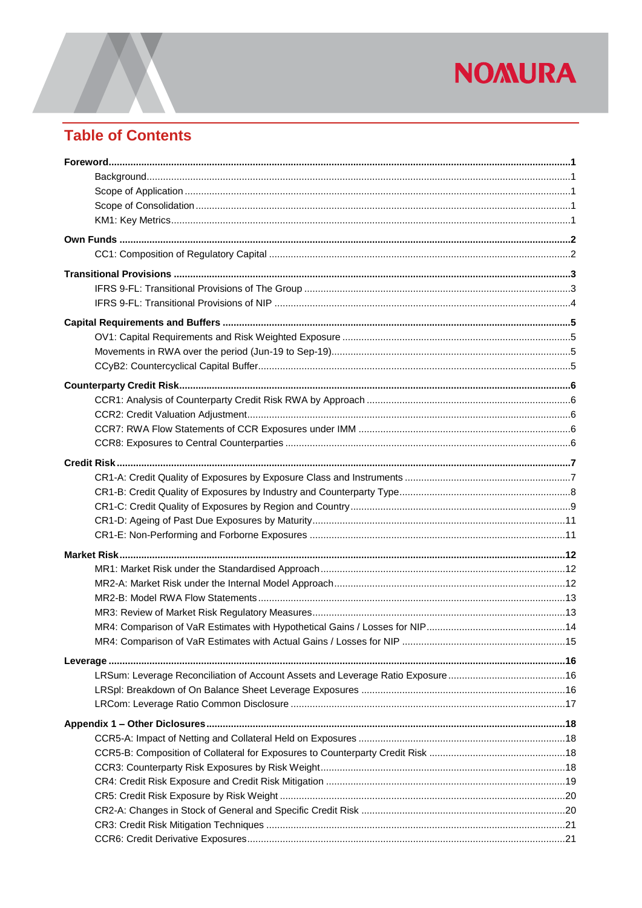## Table of Contents

| | |
|---|---|
| **Foreword** | **1** |
| Background | 1 |
| Scope of Application | 1 |
| Scope of Consolidation | 1 |
| KM1: Key Metrics | 1 |
| **Own Funds** | **2** |
| CC1: Composition of Regulatory Capital | 2 |
| **Transitional Provisions** | **3** |
| IFRS 9-FL: Transitional Provisions of The Group | 3 |
| IFRS 9-FL: Transitional Provisions of NIP | 4 |
| **Capital Requirements and Buffers** | **5** |
| OV1: Capital Requirements and Risk Weighted Exposure | 5 |
| Movements in RWA over the period (Jun-19 to Sep-19) | 5 |
| CCyB2: Countercyclical Capital Buffer | 5 |
| **Counterparty Credit Risk** | **6** |
| CCR1: Analysis of Counterparty Credit Risk RWA by Approach | 6 |
| CCR2: Credit Valuation Adjustment | 6 |
| CCR7: RWA Flow Statements of CCR Exposures under IMM | 6 |
| CCR8: Exposures to Central Counterparties | 6 |
| **Credit Risk** | **7** |
| CR1-A: Credit Quality of Exposures by Exposure Class and Instruments | 7 |
| CR1-B: Credit Quality of Exposures by Industry and Counterparty Type | 8 |
| CR1-C: Credit Quality of Exposures by Region and Country | 9 |
| CR1-D: Ageing of Past Due Exposures by Maturity | 11 |
| CR1-E: Non-Performing and Forborne Exposures | 11 |
| **Market Risk** | **12** |
| MR1: Market Risk under the Standardised Approach | 12 |
| MR2-A: Market Risk under the Internal Model Approach | 12 |
| MR2-B: Model RWA Flow Statements | 13 |
| MR3: Review of Market Risk Regulatory Measures | 13 |
| MR4: Comparison of VaR Estimates with Hypothetical Gains / Losses for NIP | 14 |
| MR4: Comparison of VaR Estimates with Actual Gains / Losses for NIP | 15 |
| **Leverage** | **16** |
| LRSum: Leverage Reconciliation of Account Assets and Leverage Ratio Exposure | 16 |
| LRSpl: Breakdown of On Balance Sheet Leverage Exposures | 16 |
| LRCom: Leverage Ratio Common Disclosure | 17 |
| **Appendix 1 – Other Disclosures** | **18** |
| CCR5-A: Impact of Netting and Collateral Held on Exposures | 18 |
| CCR5-B: Composition of Collateral for Exposures to Counterparty Credit Risk | 18 |
| CCR3: Counterparty Risk Exposures by Risk Weight | 18 |
| CR4: Credit Risk Exposure and Credit Risk Mitigation | 19 |
| CR5: Credit Risk Exposure by Risk Weight | 20 |
| CR2-A: Changes in Stock of General and Specific Credit Risk | 20 |
| CR3: Credit Risk Mitigation Techniques | 21 |
| CCR6: Credit Derivative Exposures | 21 |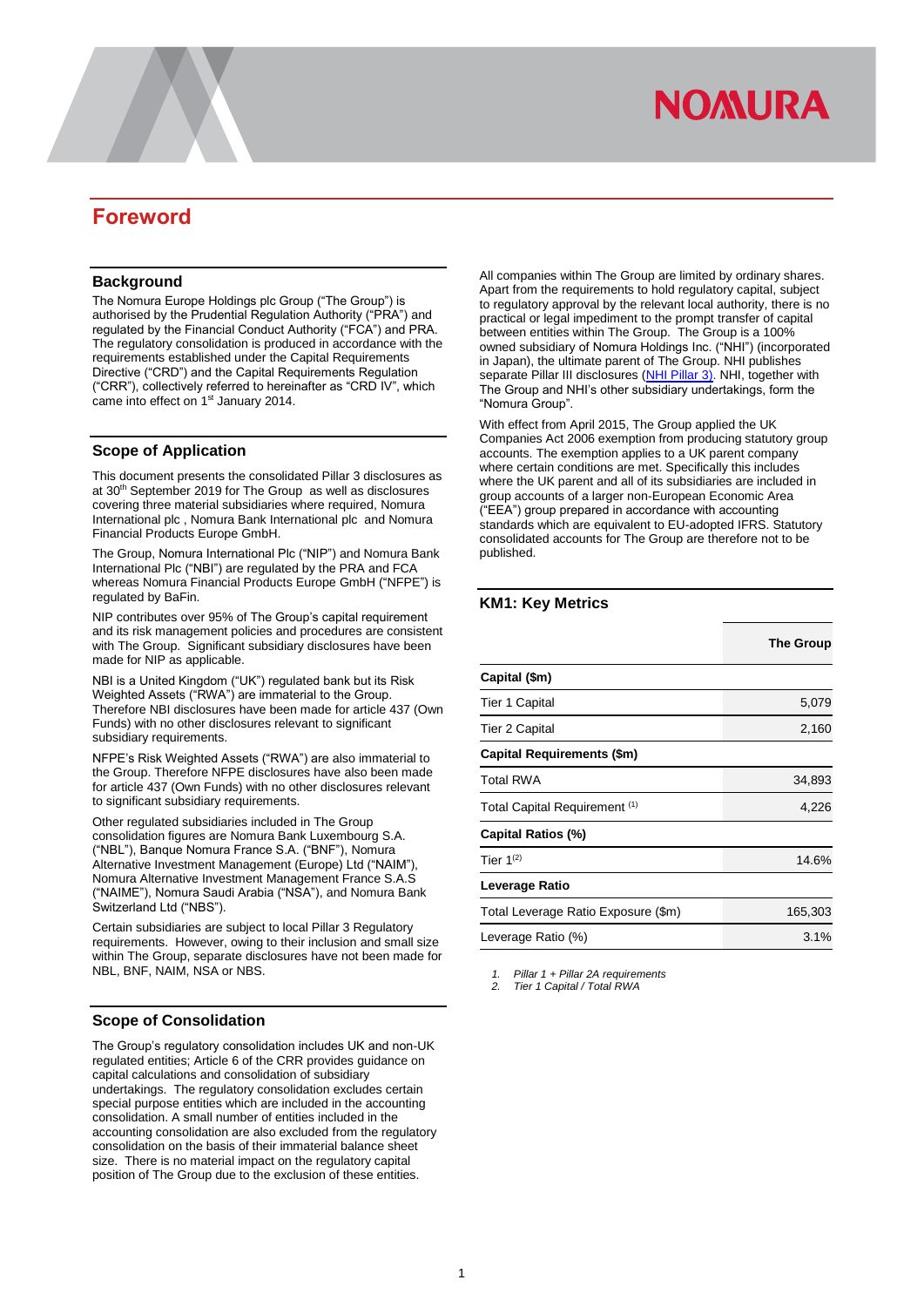# Foreword

## Background

The Nomura Europe Holdings plc Group ("The Group") is authorised by the Prudential Regulation Authority ("PRA") and regulated by the Financial Conduct Authority ("FCA") and PRA. The regulatory consolidation is produced in accordance with the requirements established under the Capital Requirements Directive ("CRD") and the Capital Requirements Regulation ("CRR"), collectively referred to as hereinafter as "CRD IV", which came into effect on 1st January 2014.

## Scope of Application

This document presents the consolidated Pillar 3 disclosures as at 30th September 2019 for The Group as well as disclosures covering three material subsidiaries where required, Nomura International plc , Nomura Bank International plc and Nomura Financial Products Europe GmbH.

The Group, Nomura International Plc ("NIP") and Nomura Bank International Plc ("NBI") are regulated by the PRA and FCA whereas Nomura Financial Products Europe GmbH ("NFPE") is regulated by BaFin.

NIP contributes over 95% of The Group's capital requirement and its risk management policies and procedures are consistent with The Group. Significant subsidiary disclosures have been made for NIP as applicable.

NBI is a United Kingdom ("UK") regulated bank but its Risk Weighted Assets ("RWA") are immaterial to the Group. Therefore NBI disclosures have been made for article 437 (Own Funds) with no other disclosures relevant to significant subsidiary requirements.

NFPE's Risk Weighted Assets ("RWA") are also immaterial to the Group. Therefore NFPE disclosures have also been made for article 437 (Own Funds) with no other disclosures relevant to significant subsidiary requirements.

Other regulated subsidiaries included in The Group consolidation figures are Nomura Bank Luxembourg S.A. ("NBL"), Banque Nomura France S.A. ("BNF"), Nomura Alternative Investment Management (Europe) Ltd ("NAIM"), Nomura Alternative Investment Management France S.A.S ("NAIME"), Nomura Saudi Arabia ("NSA"), and Nomura Bank Switzerland Ltd ("NBS").

Certain subsidiaries are subject to local Pillar 3 Regulatory requirements. However, owing to their inclusion and small size within The Group, separate disclosures have not been made for NBL, BNF, NAIM, NSA or NBS.

## Scope of Consolidation

The Group's regulatory consolidation includes UK and non-UK regulated entities; Article 6 of the CRR provides guidance on capital calculations and consolidation of subsidiary undertakings. The regulatory consolidation excludes certain special purpose entities which are included in the accounting consolidation. A small number of entities included in the accounting consolidation are also excluded from the regulatory consolidation on the basis of their immaterial balance sheet size. There is no material impact on the regulatory capital position of The Group due to the exclusion of these entities.

All companies within The Group are limited by ordinary shares. Apart from the requirements to hold regulatory capital, subject to regulatory approval by the relevant local authority, there is no practical or legal impediment to the prompt transfer of capital between entities within The Group. The Group is a 100% owned subsidiary of Nomura Holdings Inc. ("NHI") (incorporated in Japan), the ultimate parent of The Group. NHI publishes separate Pillar III disclosures (NHI Pillar 3). NHI, together with The Group and NHI's other subsidiary undertakings, form the "Nomura Group".

With effect from April 2015, The Group applied the UK Companies Act 2006 exemption from producing statutory group accounts. The exemption applies to a UK parent company where certain conditions are met. Specifically this includes where the UK parent and all of its subsidiaries are included in group accounts of a larger non-European Economic Area ("EEA") group prepared in accordance with accounting standards which are equivalent to EU-adopted IFRS. Statutory consolidated accounts for The Group are therefore not to be published.

## KM1: Key Metrics

| | The Group |
|---|---|
| **Capital ($m)** | |
| Tier 1 Capital | 5,079 |
| Tier 2 Capital | 2,160 |
| **Capital Requirements ($m)** | |
| Total RWA | 34,893 |
| Total Capital Requirement [1] | 4,226 |
| **Capital Ratios (%)** | |
| Tier 1[2] | 14.6% |
| **Leverage Ratio** | |
| Total Leverage Ratio Exposure ($m) | 165,303 |
| Leverage Ratio (%) | 3.1% |

1. *Pillar 1 + Pillar 2A requirements*
2. *Tier 1 Capital / Total RWA*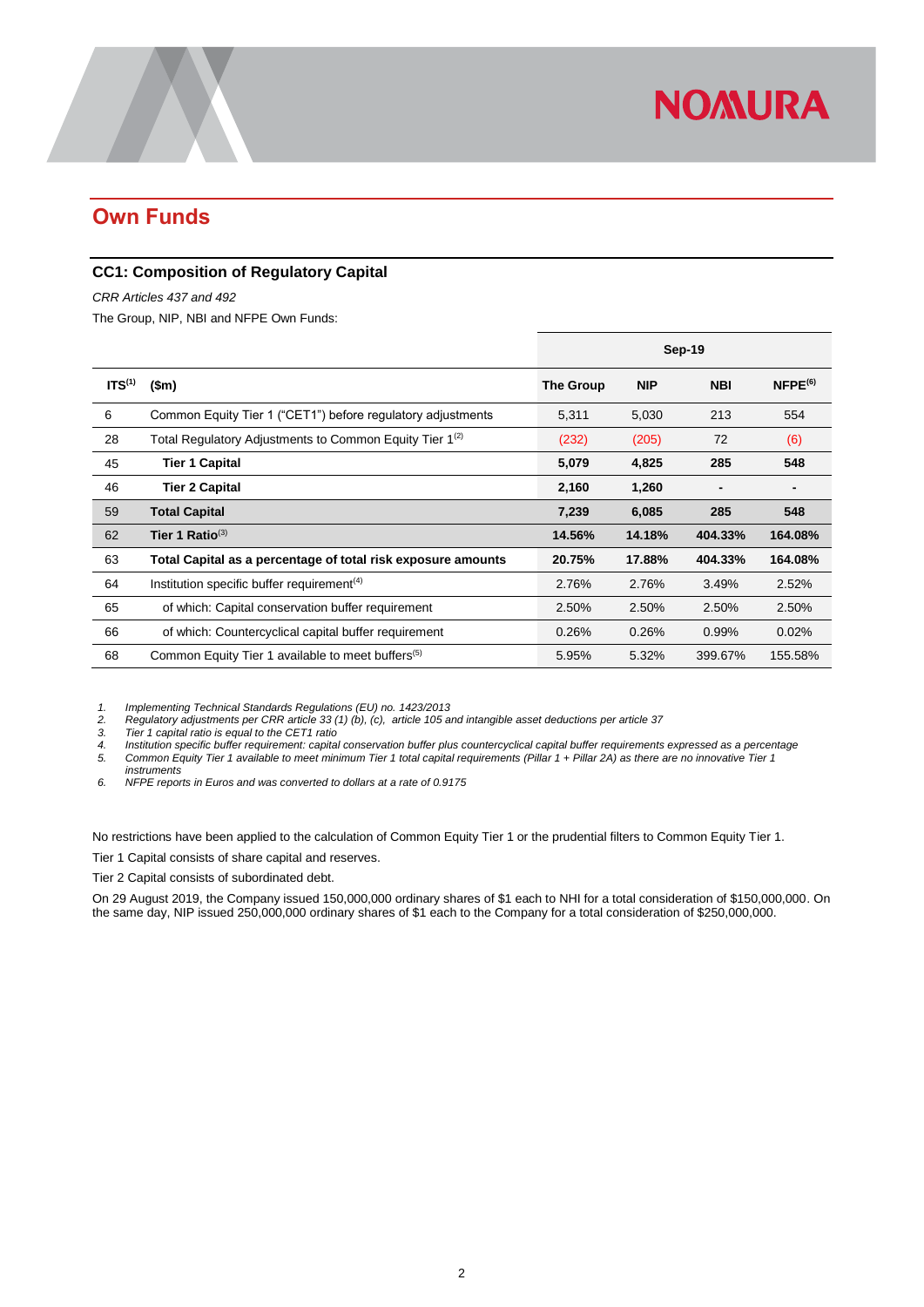## Own Funds

### CC1: Composition of Regulatory Capital

*CRR Articles 437 and 492*

The Group, NIP, NBI and NFPE Own Funds:

| | | Sep-19 | | | |
|---|---|---|---|---|---|
| ITS[1] | ($m) | The Group | NIP | NBI | NFPE[6] |
| 6 | Common Equity Tier 1 ("CET1") before regulatory adjustments | 5,311 | 5,030 | 213 | 554 |
| 28 | Total Regulatory Adjustments to Common Equity Tier 1[2] | (232) | (205) | 72 | (6) |
| 45 | **Tier 1 Capital** | **5,079** | **4,825** | **285** | **548** |
| 46 | **Tier 2 Capital** | **2,160** | **1,260** | **-** | **-** |
| 59 | **Total Capital** | **7,239** | **6,085** | **285** | **548** |
| 62 | **Tier 1 Ratio**[3] | **14.56%** | **14.18%** | **404.33%** | **164.08%** |
| 63 | **Total Capital as a percentage of total risk exposure amounts** | **20.75%** | **17.88%** | **404.33%** | **164.08%** |
| 64 | Institution specific buffer requirement[4] | 2.76% | 2.76% | 3.49% | 2.52% |
| 65 | of which: Capital conservation buffer requirement | 2.50% | 2.50% | 2.50% | 2.50% |
| 66 | of which: Countercyclical capital buffer requirement | 0.26% | 0.26% | 0.99% | 0.02% |
| 68 | Common Equity Tier 1 available to meet buffers[5] | 5.95% | 5.32% | 399.67% | 155.58% |

1. *Implementing Technical Standards Regulations (EU) no. 1423/2013*
2. *Regulatory adjustments per CRR article 33 (1) (b), (c), article 105 and intangible asset deductions per article 37*
3. *Tier 1 capital ratio is equal to the CET1 ratio*
4. *Institution specific buffer requirement: capital conservation buffer plus countercyclical capital buffer requirements expressed as a percentage*
5. *Common Equity Tier 1 available to meet minimum Tier 1 total capital requirements (Pillar 1 + Pillar 2A) as there are no innovative Tier 1 instruments*
6. *NFPE reports in Euros and was converted to dollars at a rate of 0.9175*

No restrictions have been applied to the calculation of Common Equity Tier 1 or the prudential filters to Common Equity Tier 1.

Tier 1 Capital consists of share capital and reserves.

Tier 2 Capital consists of subordinated debt.

On 29 August 2019, the Company issued 150,000,000 ordinary shares of $1 each to NHI for a total consideration of $150,000,000. On the same day, NIP issued 250,000,000 ordinary shares of $1 each to the Company for a total consideration of $250,000,000.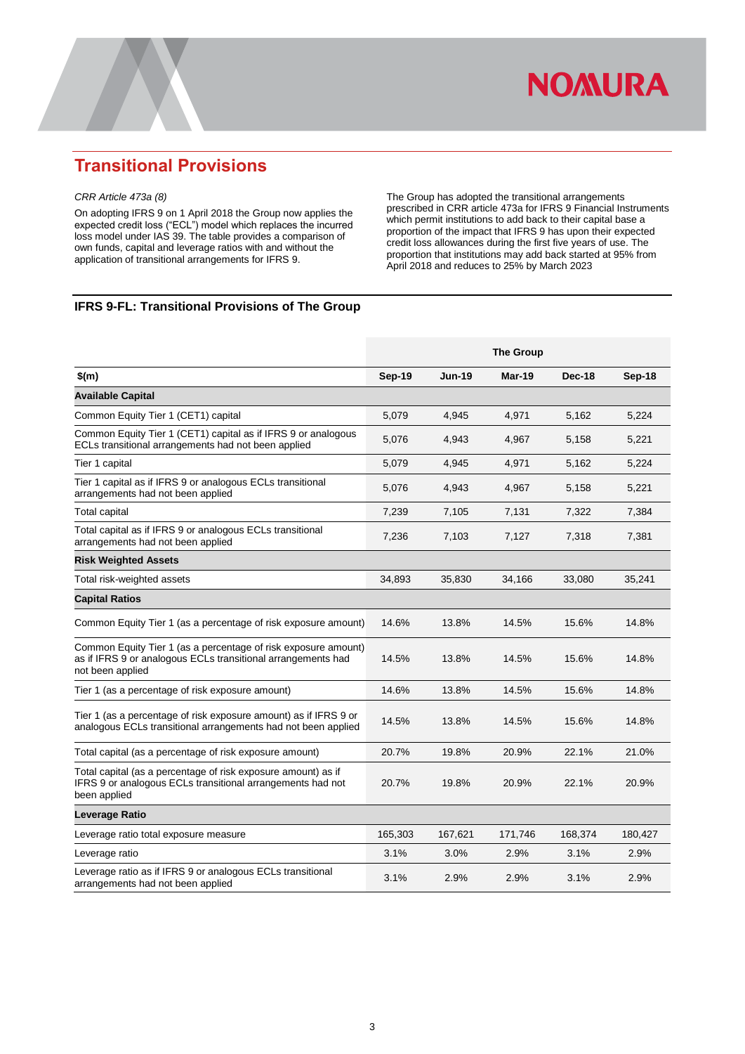## Transitional Provisions

*CRR Article 473a (8)*

On adopting IFRS 9 on 1 April 2018 the Group now applies the expected credit loss ("ECL") model which replaces the incurred loss model under IAS 39. The table provides a comparison of own funds, capital and leverage ratios with and without the application of transitional arrangements for IFRS 9.

The Group has adopted the transitional arrangements prescribed in CRR article 473a for IFRS 9 Financial Instruments which permit institutions to add back to their capital base a proportion of the impact that IFRS 9 has upon their expected credit loss allowances during the first five years of use. The proportion that institutions may add back started at 95% from April 2018 and reduces to 25% by March 2023

### IFRS 9-FL: Transitional Provisions of The Group

| | The Group | | | | |
|---|---|---|---|---|---|
| **$(m)** | **Sep-19** | **Jun-19** | **Mar-19** | **Dec-18** | **Sep-18** |
| **Available Capital** | | | | | |
| Common Equity Tier 1 (CET1) capital | 5,079 | 4,945 | 4,971 | 5,162 | 5,224 |
| Common Equity Tier 1 (CET1) capital as if IFRS 9 or analogous ECLs transitional arrangements had not been applied | 5,076 | 4,943 | 4,967 | 5,158 | 5,221 |
| Tier 1 capital | 5,079 | 4,945 | 4,971 | 5,162 | 5,224 |
| Tier 1 capital as if IFRS 9 or analogous ECLs transitional arrangements had not been applied | 5,076 | 4,943 | 4,967 | 5,158 | 5,221 |
| Total capital | 7,239 | 7,105 | 7,131 | 7,322 | 7,384 |
| Total capital as if IFRS 9 or analogous ECLs transitional arrangements had not been applied | 7,236 | 7,103 | 7,127 | 7,318 | 7,381 |
| **Risk Weighted Assets** | | | | | |
| Total risk-weighted assets | 34,893 | 35,830 | 34,166 | 33,080 | 35,241 |
| **Capital Ratios** | | | | | |
| Common Equity Tier 1 (as a percentage of risk exposure amount) | 14.6% | 13.8% | 14.5% | 15.6% | 14.8% |
| Common Equity Tier 1 (as a percentage of risk exposure amount) as if IFRS 9 or analogous ECLs transitional arrangements had not been applied | 14.5% | 13.8% | 14.5% | 15.6% | 14.8% |
| Tier 1 (as a percentage of risk exposure amount) | 14.6% | 13.8% | 14.5% | 15.6% | 14.8% |
| Tier 1 (as a percentage of risk exposure amount) as if IFRS 9 or analogous ECLs transitional arrangements had not been applied | 14.5% | 13.8% | 14.5% | 15.6% | 14.8% |
| Total capital (as a percentage of risk exposure amount) | 20.7% | 19.8% | 20.9% | 22.1% | 21.0% |
| Total capital (as a percentage of risk exposure amount) as if IFRS 9 or analogous ECLs transitional arrangements had not been applied | 20.7% | 19.8% | 20.9% | 22.1% | 20.9% |
| **Leverage Ratio** | | | | | |
| Leverage ratio total exposure measure | 165,303 | 167,621 | 171,746 | 168,374 | 180,427 |
| Leverage ratio | 3.1% | 3.0% | 2.9% | 3.1% | 2.9% |
| Leverage ratio as if IFRS 9 or analogous ECLs transitional arrangements had not been applied | 3.1% | 2.9% | 2.9% | 3.1% | 2.9% |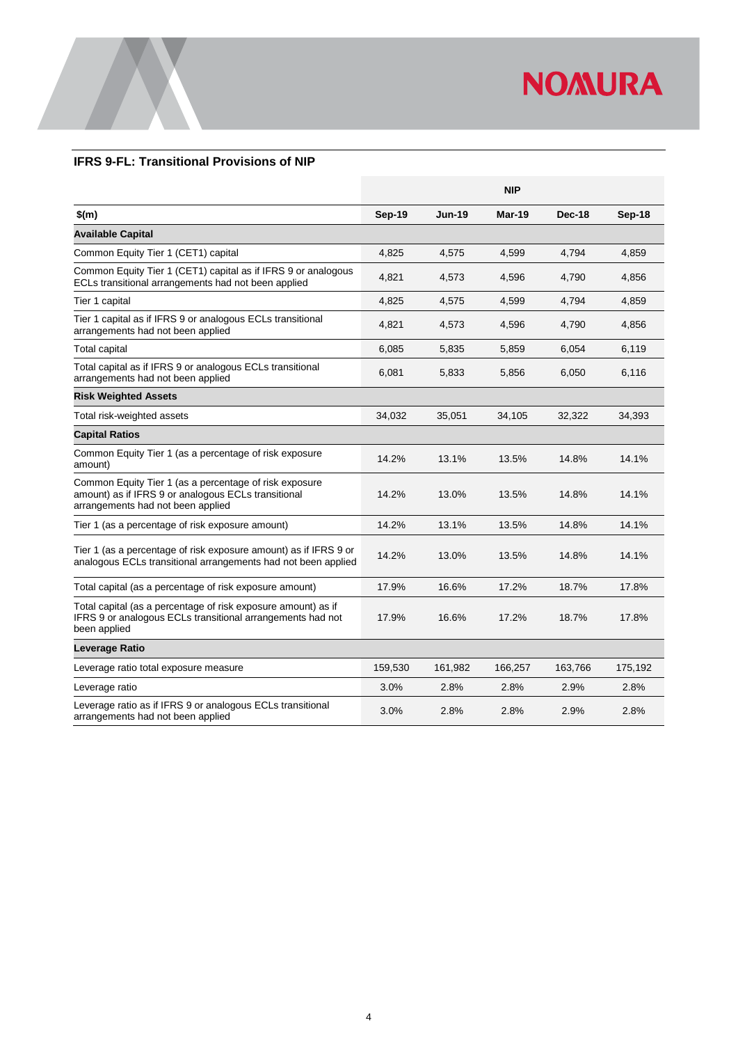## IFRS 9-FL: Transitional Provisions of NIP

| | NIP | | | | |
|---|---|---|---|---|---|
| **$(m)** | **Sep-19** | **Jun-19** | **Mar-19** | **Dec-18** | **Sep-18** |
| **Available Capital** | | | | | |
| Common Equity Tier 1 (CET1) capital | 4,825 | 4,575 | 4,599 | 4,794 | 4,859 |
| Common Equity Tier 1 (CET1) capital as if IFRS 9 or analogous ECLs transitional arrangements had not been applied | 4,821 | 4,573 | 4,596 | 4,790 | 4,856 |
| Tier 1 capital | 4,825 | 4,575 | 4,599 | 4,794 | 4,859 |
| Tier 1 capital as if IFRS 9 or analogous ECLs transitional arrangements had not been applied | 4,821 | 4,573 | 4,596 | 4,790 | 4,856 |
| Total capital | 6,085 | 5,835 | 5,859 | 6,054 | 6,119 |
| Total capital as if IFRS 9 or analogous ECLs transitional arrangements had not been applied | 6,081 | 5,833 | 5,856 | 6,050 | 6,116 |
| **Risk Weighted Assets** | | | | | |
| Total risk-weighted assets | 34,032 | 35,051 | 34,105 | 32,322 | 34,393 |
| **Capital Ratios** | | | | | |
| Common Equity Tier 1 (as a percentage of risk exposure amount) | 14.2% | 13.1% | 13.5% | 14.8% | 14.1% |
| Common Equity Tier 1 (as a percentage of risk exposure amount) as if IFRS 9 or analogous ECLs transitional arrangements had not been applied | 14.2% | 13.0% | 13.5% | 14.8% | 14.1% |
| Tier 1 (as a percentage of risk exposure amount) | 14.2% | 13.1% | 13.5% | 14.8% | 14.1% |
| Tier 1 (as a percentage of risk exposure amount) as if IFRS 9 or analogous ECLs transitional arrangements had not been applied | 14.2% | 13.0% | 13.5% | 14.8% | 14.1% |
| Total capital (as a percentage of risk exposure amount) | 17.9% | 16.6% | 17.2% | 18.7% | 17.8% |
| Total capital (as a percentage of risk exposure amount) as if IFRS 9 or analogous ECLs transitional arrangements had not been applied | 17.9% | 16.6% | 17.2% | 18.7% | 17.8% |
| **Leverage Ratio** | | | | | |
| Leverage ratio total exposure measure | 159,530 | 161,982 | 166,257 | 163,766 | 175,192 |
| Leverage ratio | 3.0% | 2.8% | 2.8% | 2.9% | 2.8% |
| Leverage ratio as if IFRS 9 or analogous ECLs transitional arrangements had not been applied | 3.0% | 2.8% | 2.8% | 2.9% | 2.8% |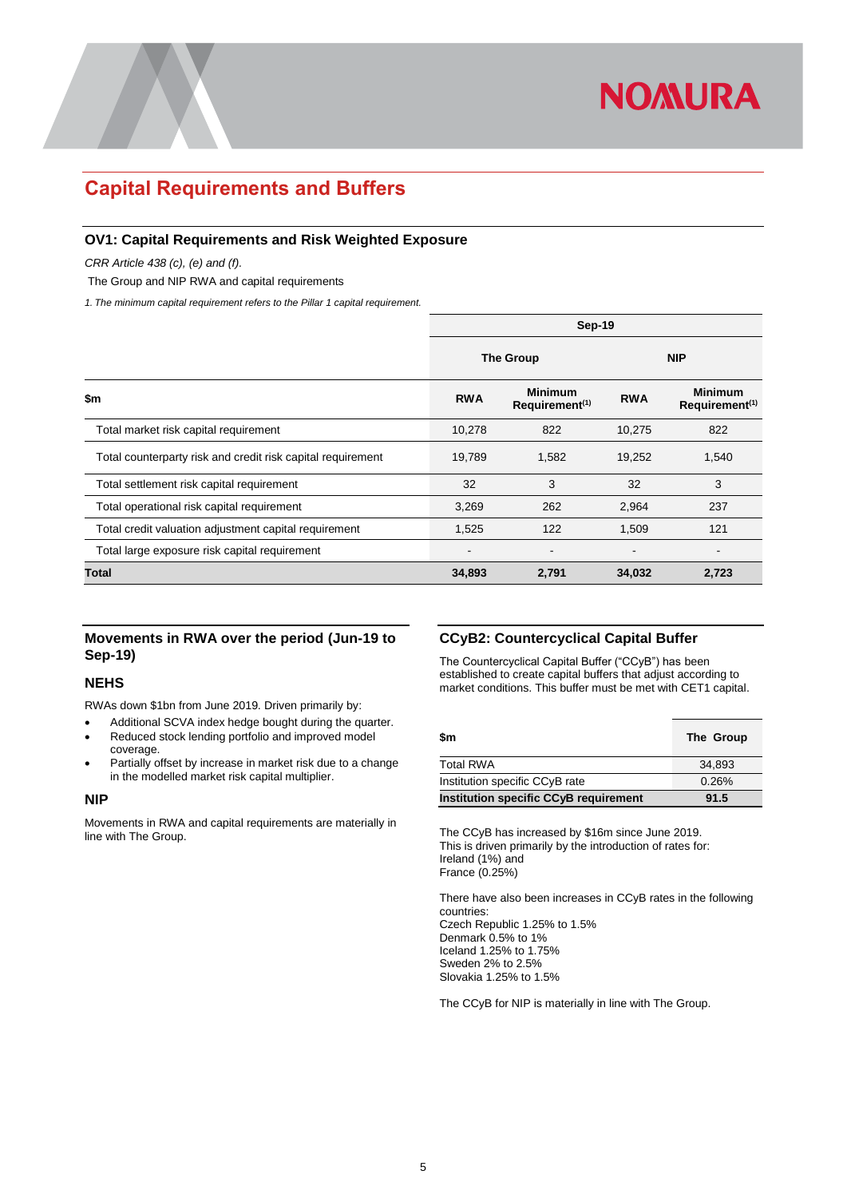## Capital Requirements and Buffers

### OV1: Capital Requirements and Risk Weighted Exposure

*CRR Article 438 (c), (e) and (f).*

The Group and NIP RWA and capital requirements

*1. The minimum capital requirement refers to the Pillar 1 capital requirement.*

| | Sep-19 | | | |
|---|---|---|---|---|
| | The Group | | NIP | |
| $m | RWA | Minimum Requirement[1] | RWA | Minimum Requirement[1] |
| Total market risk capital requirement | 10,278 | 822 | 10,275 | 822 |
| Total counterparty risk and credit risk capital requirement | 19,789 | 1,582 | 19,252 | 1,540 |
| Total settlement risk capital requirement | 32 | 3 | 32 | 3 |
| Total operational risk capital requirement | 3,269 | 262 | 2,964 | 237 |
| Total credit valuation adjustment capital requirement | 1,525 | 122 | 1,509 | 121 |
| Total large exposure risk capital requirement | - | - | - | - |
| **Total** | **34,893** | **2,791** | **34,032** | **2,723** |

### Movements in RWA over the period (Jun-19 to Sep-19)

#### NEHS

RWAs down $1bn from June 2019. Driven primarily by:

- Additional SCVA index hedge bought during the quarter.
- Reduced stock lending portfolio and improved model coverage.
- Partially offset by increase in market risk due to a change in the modelled market risk capital multiplier.

#### NIP

Movements in RWA and capital requirements are materially in line with The Group.

### CCyB2: Countercyclical Capital Buffer

The Countercyclical Capital Buffer ("CCyB") has been established to create capital buffers that adjust according to market conditions. This buffer must be met with CET1 capital.

| $m | The Group |
|---|---|
| Total RWA | 34,893 |
| Institution specific CCyB rate | 0.26% |
| **Institution specific CCyB requirement** | **91.5** |

The CCyB has increased by $16m since June 2019.
This is driven primarily by the introduction of rates for:
Ireland (1%) and
France (0.25%)

There have also been increases in CCyB rates in the following countries:
Czech Republic 1.25% to 1.5%
Denmark 0.5% to 1%
Iceland 1.25% to 1.75%
Sweden 2% to 2.5%
Slovakia 1.25% to 1.5%

The CCyB for NIP is materially in line with The Group.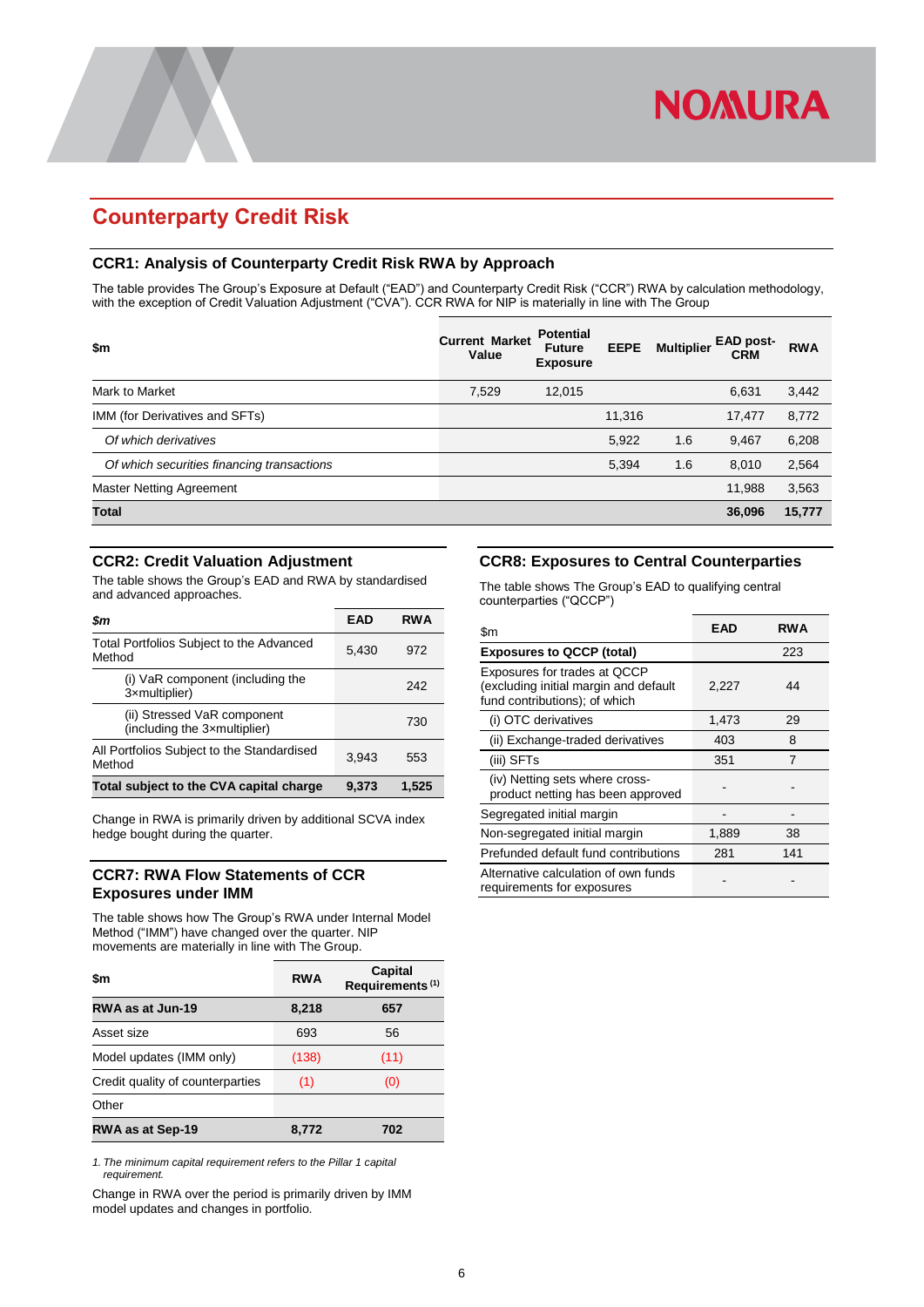# Counterparty Credit Risk

## CCR1: Analysis of Counterparty Credit Risk RWA by Approach

The table provides The Group's Exposure at Default ("EAD") and Counterparty Credit Risk ("CCR") RWA by calculation methodology, with the exception of Credit Valuation Adjustment ("CVA"). CCR RWA for NIP is materially in line with The Group

| $m | Current Market Value | Potential Future Exposure | EEPE | Multiplier | EAD post-CRM | RWA |
|---|---|---|---|---|---|---|
| Mark to Market | 7,529 | 12,015 | | | 6,631 | 3,442 |
| IMM (for Derivatives and SFTs) | | | 11,316 | | 17,477 | 8,772 |
| *Of which derivatives* | | | 5,922 | 1.6 | 9,467 | 6,208 |
| *Of which securities financing transactions* | | | 5,394 | 1.6 | 8,010 | 2,564 |
| Master Netting Agreement | | | | | 11,988 | 3,563 |
| **Total** | | | | | **36,096** | **15,777** |

## CCR2: Credit Valuation Adjustment

The table shows the Group's EAD and RWA by standardised and advanced approaches.

| *$m* | EAD | RWA |
|---|---|---|
| Total Portfolios Subject to the Advanced Method | 5,430 | 972 |
| (i) VaR component (including the 3×multiplier) | | 242 |
| (ii) Stressed VaR component (including the 3×multiplier) | | 730 |
| All Portfolios Subject to the Standardised Method | 3,943 | 553 |
| **Total subject to the CVA capital charge** | **9,373** | **1,525** |

Change in RWA is primarily driven by additional SCVA index hedge bought during the quarter.

## CCR7: RWA Flow Statements of CCR Exposures under IMM

The table shows how The Group's RWA under Internal Model Method ("IMM") have changed over the quarter. NIP movements are materially in line with The Group.

| $m | RWA | Capital Requirements [(1)] |
|---|---|---|
| **RWA as at Jun-19** | **8,218** | **657** |
| Asset size | 693 | 56 |
| Model updates (IMM only) | (138) | (11) |
| Credit quality of counterparties | (1) | (0) |
| Other | | |
| **RWA as at Sep-19** | **8,772** | **702** |

*1. The minimum capital requirement refers to the Pillar 1 capital requirement.*

Change in RWA over the period is primarily driven by IMM model updates and changes in portfolio.

## CCR8: Exposures to Central Counterparties

The table shows The Group's EAD to qualifying central counterparties ("QCCP")

| $m | EAD | RWA |
|---|---|---|
| **Exposures to QCCP (total)** | | 223 |
| Exposures for trades at QCCP (excluding initial margin and default fund contributions); of which | 2,227 | 44 |
| (i) OTC derivatives | 1,473 | 29 |
| (ii) Exchange-traded derivatives | 403 | 8 |
| (iii) SFTs | 351 | 7 |
| (iv) Netting sets where cross-product netting has been approved | - | - |
| Segregated initial margin | - | - |
| Non-segregated initial margin | 1,889 | 38 |
| Prefunded default fund contributions | 281 | 141 |
| Alternative calculation of own funds requirements for exposures | - | - |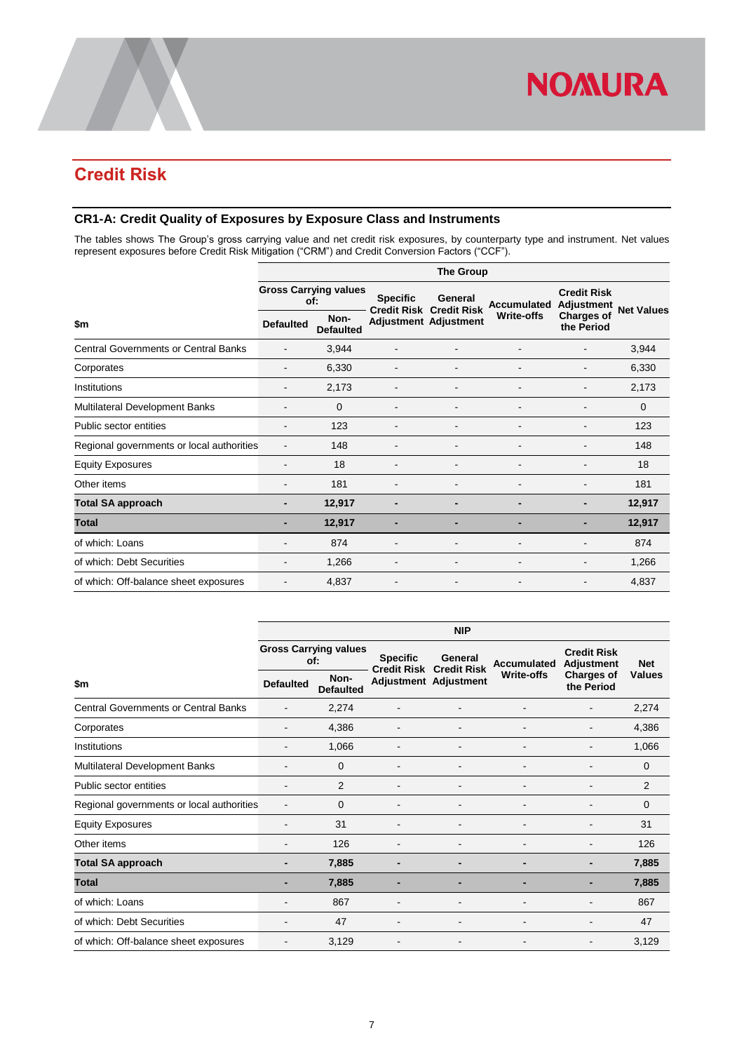## Credit Risk

### CR1-A: Credit Quality of Exposures by Exposure Class and Instruments

The tables shows The Group's gross carrying value and net credit risk exposures, by counterparty type and instrument. Net values represent exposures before Credit Risk Mitigation ("CRM") and Credit Conversion Factors ("CCF").

| | The Group | | | | | | |
|---|---|---|---|---|---|---|---|
| | Gross Carrying values of: | | Specific Credit Risk Adjustment | General Credit Risk Adjustment | Accumulated Write-offs | Credit Risk Adjustment Charges of the Period | Net Values |
| $m | Defaulted | Non-Defaulted | | | | | |
| Central Governments or Central Banks | - | 3,944 | - | - | - | - | 3,944 |
| Corporates | - | 6,330 | - | - | - | - | 6,330 |
| Institutions | - | 2,173 | - | - | - | - | 2,173 |
| Multilateral Development Banks | - | 0 | - | - | - | - | 0 |
| Public sector entities | - | 123 | - | - | - | - | 123 |
| Regional governments or local authorities | - | 148 | - | - | - | - | 148 |
| Equity Exposures | - | 18 | - | - | - | - | 18 |
| Other items | - | 181 | - | - | - | - | 181 |
| **Total SA approach** | **-** | **12,917** | **-** | **-** | **-** | **-** | **12,917** |
| **Total** | **-** | **12,917** | **-** | **-** | **-** | **-** | **12,917** |
| of which: Loans | - | 874 | - | - | - | - | 874 |
| of which: Debt Securities | - | 1,266 | - | - | - | - | 1,266 |
| of which: Off-balance sheet exposures | - | 4,837 | - | - | - | - | 4,837 |

| | NIP | | | | | | |
|---|---|---|---|---|---|---|---|
| | Gross Carrying values of: | | Specific Credit Risk Adjustment | General Credit Risk Adjustment | Accumulated Write-offs | Credit Risk Adjustment Charges of the Period | Net Values |
| $m | Defaulted | Non-Defaulted | | | | | |
| Central Governments or Central Banks | - | 2,274 | - | - | - | - | 2,274 |
| Corporates | - | 4,386 | - | - | - | - | 4,386 |
| Institutions | - | 1,066 | - | - | - | - | 1,066 |
| Multilateral Development Banks | - | 0 | - | - | - | - | 0 |
| Public sector entities | - | 2 | - | - | - | - | 2 |
| Regional governments or local authorities | - | 0 | - | - | - | - | 0 |
| Equity Exposures | - | 31 | - | - | - | - | 31 |
| Other items | - | 126 | - | - | - | - | 126 |
| **Total SA approach** | **-** | **7,885** | **-** | **-** | **-** | **-** | **7,885** |
| **Total** | **-** | **7,885** | **-** | **-** | **-** | **-** | **7,885** |
| of which: Loans | - | 867 | - | - | - | - | 867 |
| of which: Debt Securities | - | 47 | - | - | - | - | 47 |
| of which: Off-balance sheet exposures | - | 3,129 | - | - | - | - | 3,129 |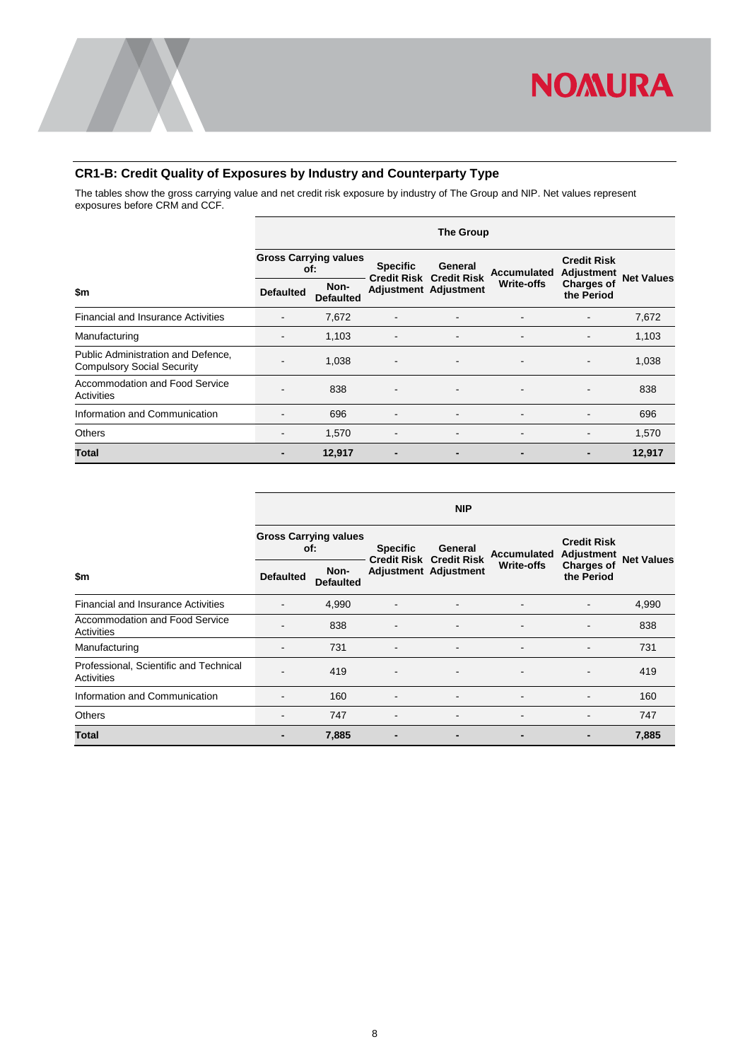## CR1-B: Credit Quality of Exposures by Industry and Counterparty Type

The tables show the gross carrying value and net credit risk exposure by industry of The Group and NIP. Net values represent exposures before CRM and CCF.

| | The Group | | | | | | |
|---|---|---|---|---|---|---|---|
| | Gross Carrying values of: | | Specific Credit Risk Adjustment | General Credit Risk Adjustment | Accumulated Write-offs | Credit Risk Adjustment Charges of the Period | Net Values |
| **$m** | **Defaulted** | **Non-Defaulted** | | | | | |
| Financial and Insurance Activities | - | 7,672 | - | - | - | - | 7,672 |
| Manufacturing | - | 1,103 | - | - | - | - | 1,103 |
| Public Administration and Defence, Compulsory Social Security | - | 1,038 | - | - | - | - | 1,038 |
| Accommodation and Food Service Activities | - | 838 | - | - | - | - | 838 |
| Information and Communication | - | 696 | - | - | - | - | 696 |
| Others | - | 1,570 | - | - | - | - | 1,570 |
| **Total** | **-** | **12,917** | **-** | **-** | **-** | **-** | **12,917** |

| | NIP | | | | | | |
|---|---|---|---|---|---|---|---|
| | Gross Carrying values of: | | Specific Credit Risk Adjustment | General Credit Risk Adjustment | Accumulated Write-offs | Credit Risk Adjustment Charges of the Period | Net Values |
| **$m** | **Defaulted** | **Non-Defaulted** | | | | | |
| Financial and Insurance Activities | - | 4,990 | - | - | - | - | 4,990 |
| Accommodation and Food Service Activities | - | 838 | - | - | - | - | 838 |
| Manufacturing | - | 731 | - | - | - | - | 731 |
| Professional, Scientific and Technical Activities | - | 419 | - | - | - | - | 419 |
| Information and Communication | - | 160 | - | - | - | - | 160 |
| Others | - | 747 | - | - | - | - | 747 |
| **Total** | **-** | **7,885** | **-** | **-** | **-** | **-** | **7,885** |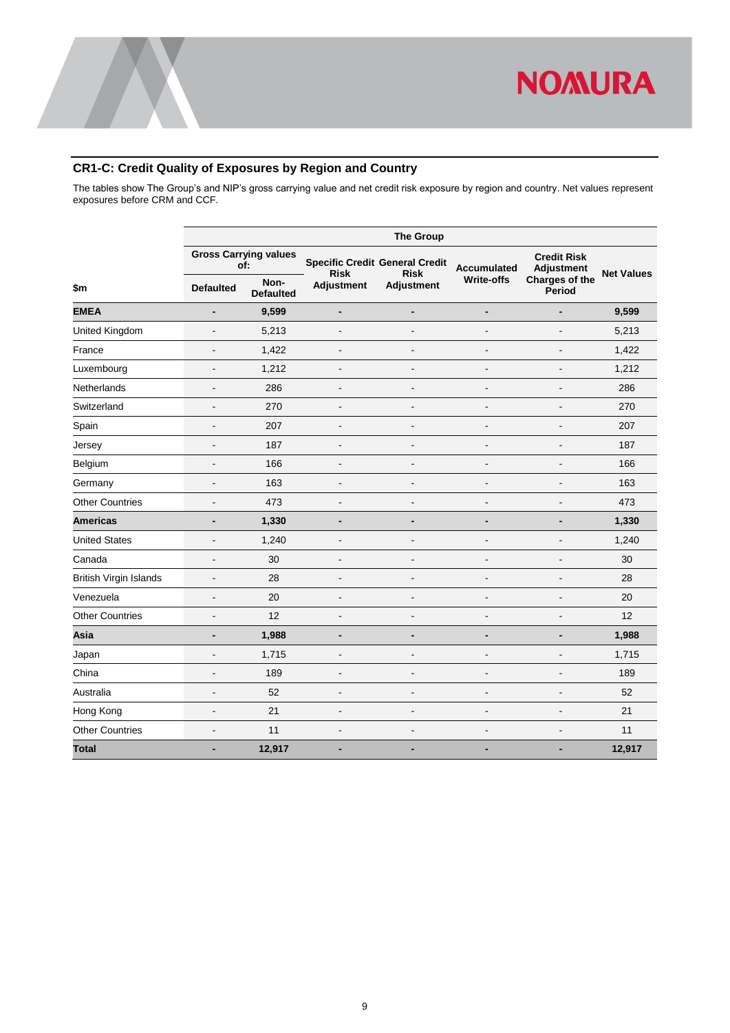## CR1-C: Credit Quality of Exposures by Region and Country

The tables show The Group's and NIP's gross carrying value and net credit risk exposure by region and country. Net values represent exposures before CRM and CCF.

| | The Group | | | | | | |
|---|---|---|---|---|---|---|---|
| | Gross Carrying values of: | | Specific Credit Risk Adjustment | General Credit Risk Adjustment | Accumulated Write-offs | Credit Risk Adjustment Charges of the Period | Net Values |
| $m | Defaulted | Non-Defaulted | | | | | |
| **EMEA** | **-** | **9,599** | **-** | **-** | **-** | **-** | **9,599** |
| United Kingdom | - | 5,213 | - | - | - | - | 5,213 |
| France | - | 1,422 | - | - | - | - | 1,422 |
| Luxembourg | - | 1,212 | - | - | - | - | 1,212 |
| Netherlands | - | 286 | - | - | - | - | 286 |
| Switzerland | - | 270 | - | - | - | - | 270 |
| Spain | - | 207 | - | - | - | - | 207 |
| Jersey | - | 187 | - | - | - | - | 187 |
| Belgium | - | 166 | - | - | - | - | 166 |
| Germany | - | 163 | - | - | - | - | 163 |
| Other Countries | - | 473 | - | - | - | - | 473 |
| **Americas** | **-** | **1,330** | **-** | **-** | **-** | **-** | **1,330** |
| United States | - | 1,240 | - | - | - | - | 1,240 |
| Canada | - | 30 | - | - | - | - | 30 |
| British Virgin Islands | - | 28 | - | - | - | - | 28 |
| Venezuela | - | 20 | - | - | - | - | 20 |
| Other Countries | - | 12 | - | - | - | - | 12 |
| **Asia** | **-** | **1,988** | **-** | **-** | **-** | **-** | **1,988** |
| Japan | - | 1,715 | - | - | - | - | 1,715 |
| China | - | 189 | - | - | - | - | 189 |
| Australia | - | 52 | - | - | - | - | 52 |
| Hong Kong | - | 21 | - | - | - | - | 21 |
| Other Countries | - | 11 | - | - | - | - | 11 |
| **Total** | **-** | **12,917** | **-** | **-** | **-** | **-** | **12,917** |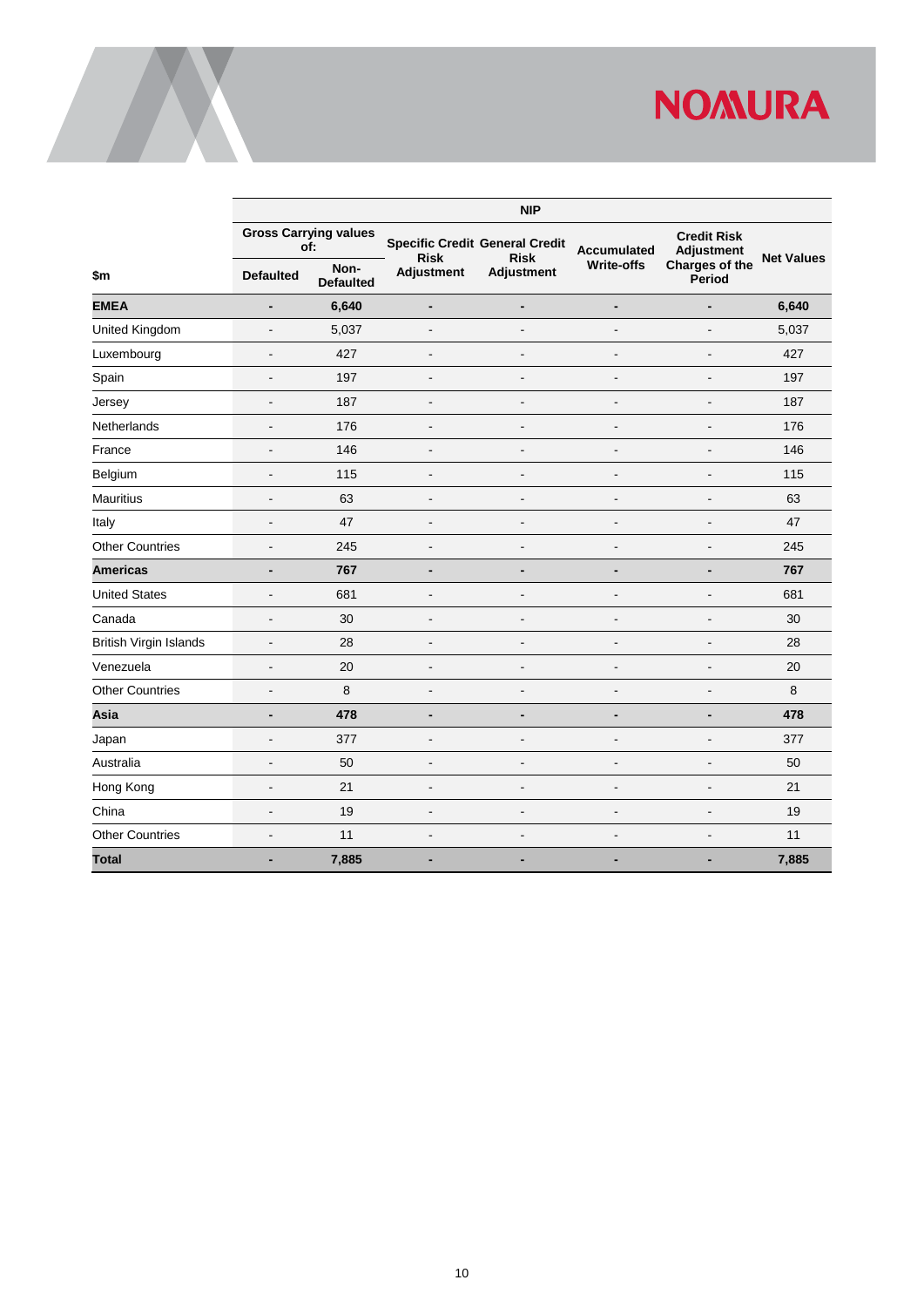| $m | NIP | | | | | | |
|---|---|---|---|---|---|---|---|
| | Gross Carrying values of: | | Specific Credit Risk Adjustment | General Credit Risk Adjustment | Accumulated Write-offs | Credit Risk Adjustment Charges of the Period | Net Values |
| | Defaulted | Non-Defaulted | | | | | |
| **EMEA** | **-** | **6,640** | **-** | **-** | **-** | **-** | **6,640** |
| United Kingdom | - | 5,037 | - | - | - | - | 5,037 |
| Luxembourg | - | 427 | - | - | - | - | 427 |
| Spain | - | 197 | - | - | - | - | 197 |
| Jersey | - | 187 | - | - | - | - | 187 |
| Netherlands | - | 176 | - | - | - | - | 176 |
| France | - | 146 | - | - | - | - | 146 |
| Belgium | - | 115 | - | - | - | - | 115 |
| Mauritius | - | 63 | - | - | - | - | 63 |
| Italy | - | 47 | - | - | - | - | 47 |
| Other Countries | - | 245 | - | - | - | - | 245 |
| **Americas** | **-** | **767** | **-** | **-** | **-** | **-** | **767** |
| United States | - | 681 | - | - | - | - | 681 |
| Canada | - | 30 | - | - | - | - | 30 |
| British Virgin Islands | - | 28 | - | - | - | - | 28 |
| Venezuela | - | 20 | - | - | - | - | 20 |
| Other Countries | - | 8 | - | - | - | - | 8 |
| **Asia** | **-** | **478** | **-** | **-** | **-** | **-** | **478** |
| Japan | - | 377 | - | - | - | - | 377 |
| Australia | - | 50 | - | - | - | - | 50 |
| Hong Kong | - | 21 | - | - | - | - | 21 |
| China | - | 19 | - | - | - | - | 19 |
| Other Countries | - | 11 | - | - | - | - | 11 |
| **Total** | **-** | **7,885** | **-** | **-** | **-** | **-** | **7,885** |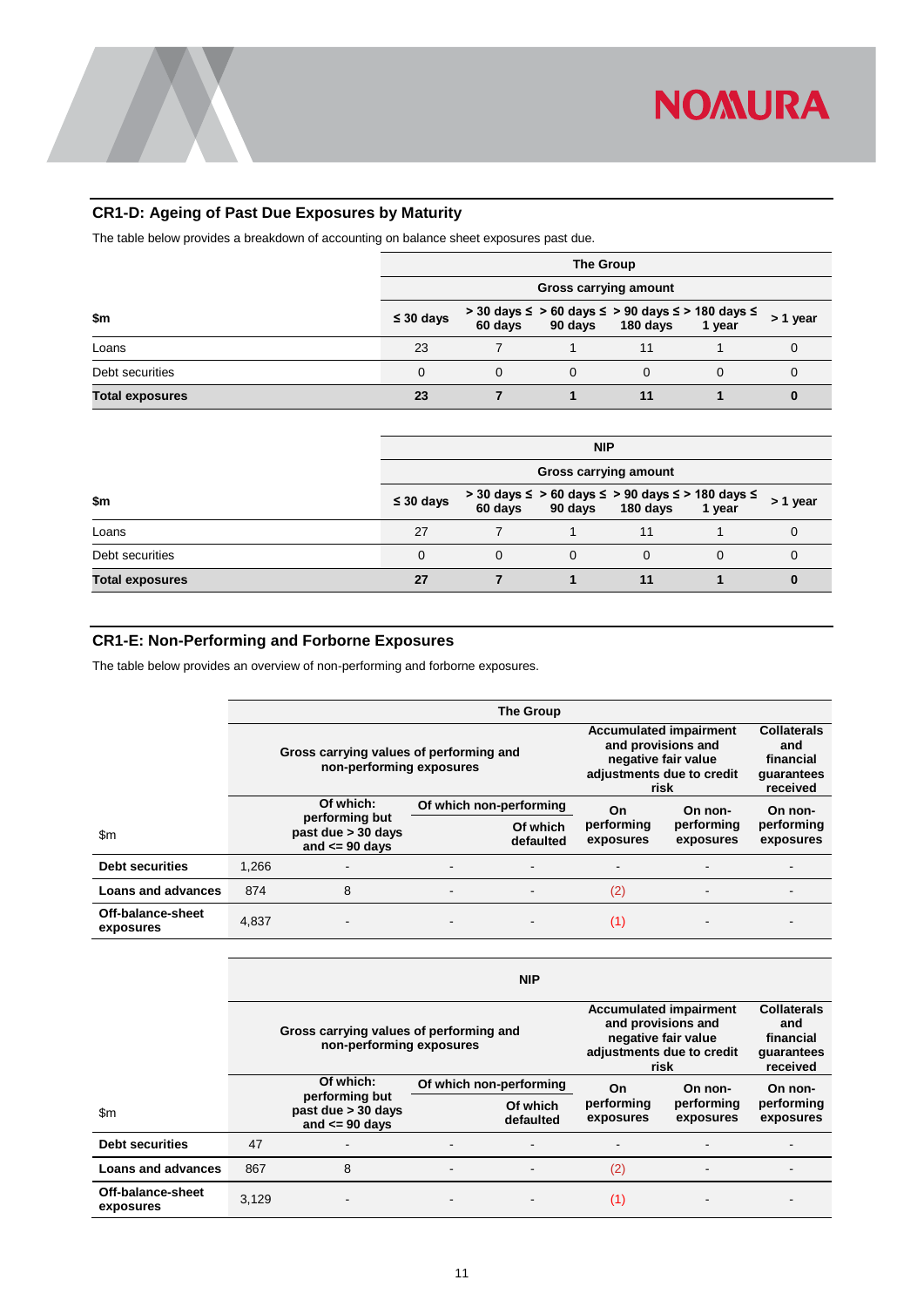## CR1-D: Ageing of Past Due Exposures by Maturity

The table below provides a breakdown of accounting on balance sheet exposures past due.

| | The Group | | | | | |
|---|---|---|---|---|---|---|
| | Gross carrying amount | | | | | |
| $m | ≤ 30 days | > 30 days ≤ 60 days | > 60 days ≤ 90 days | > 90 days ≤ 180 days | > 180 days ≤ 1 year | > 1 year |
| Loans | 23 | 7 | 1 | 11 | 1 | 0 |
| Debt securities | 0 | 0 | 0 | 0 | 0 | 0 |
| **Total exposures** | **23** | **7** | **1** | **11** | **1** | **0** |

| | NIP | | | | | |
|---|---|---|---|---|---|---|
| | Gross carrying amount | | | | | |
| $m | ≤ 30 days | > 30 days ≤ 60 days | > 60 days ≤ 90 days | > 90 days ≤ 180 days | > 180 days ≤ 1 year | > 1 year |
| Loans | 27 | 7 | 1 | 11 | 1 | 0 |
| Debt securities | 0 | 0 | 0 | 0 | 0 | 0 |
| **Total exposures** | **27** | **7** | **1** | **11** | **1** | **0** |

## CR1-E: Non-Performing and Forborne Exposures

The table below provides an overview of non-performing and forborne exposures.

| | The Group | | | | | | |
|---|---|---|---|---|---|---|---|
| | Gross carrying values of performing and non-performing exposures | | | | Accumulated impairment and provisions and negative fair value adjustments due to credit risk | | Collaterals and financial guarantees received |
| $m | | Of which: performing but past due > 30 days and <= 90 days | Of which non-performing | Of which defaulted | On performing exposures | On non-performing exposures | On non-performing exposures |
| **Debt securities** | 1,266 | - | - | - | - | - | - |
| **Loans and advances** | 874 | 8 | - | - | (2) | - | - |
| **Off-balance-sheet exposures** | 4,837 | - | - | - | (1) | - | - |

| | NIP | | | | | | |
|---|---|---|---|---|---|---|---|
| | Gross carrying values of performing and non-performing exposures | | | | Accumulated impairment and provisions and negative fair value adjustments due to credit risk | | Collaterals and financial guarantees received |
| $m | | Of which: performing but past due > 30 days and <= 90 days | Of which non-performing | Of which defaulted | On performing exposures | On non-performing exposures | On non-performing exposures |
| **Debt securities** | 47 | - | - | - | - | - | - |
| **Loans and advances** | 867 | 8 | - | - | (2) | - | - |
| **Off-balance-sheet exposures** | 3,129 | - | - | - | (1) | - | - |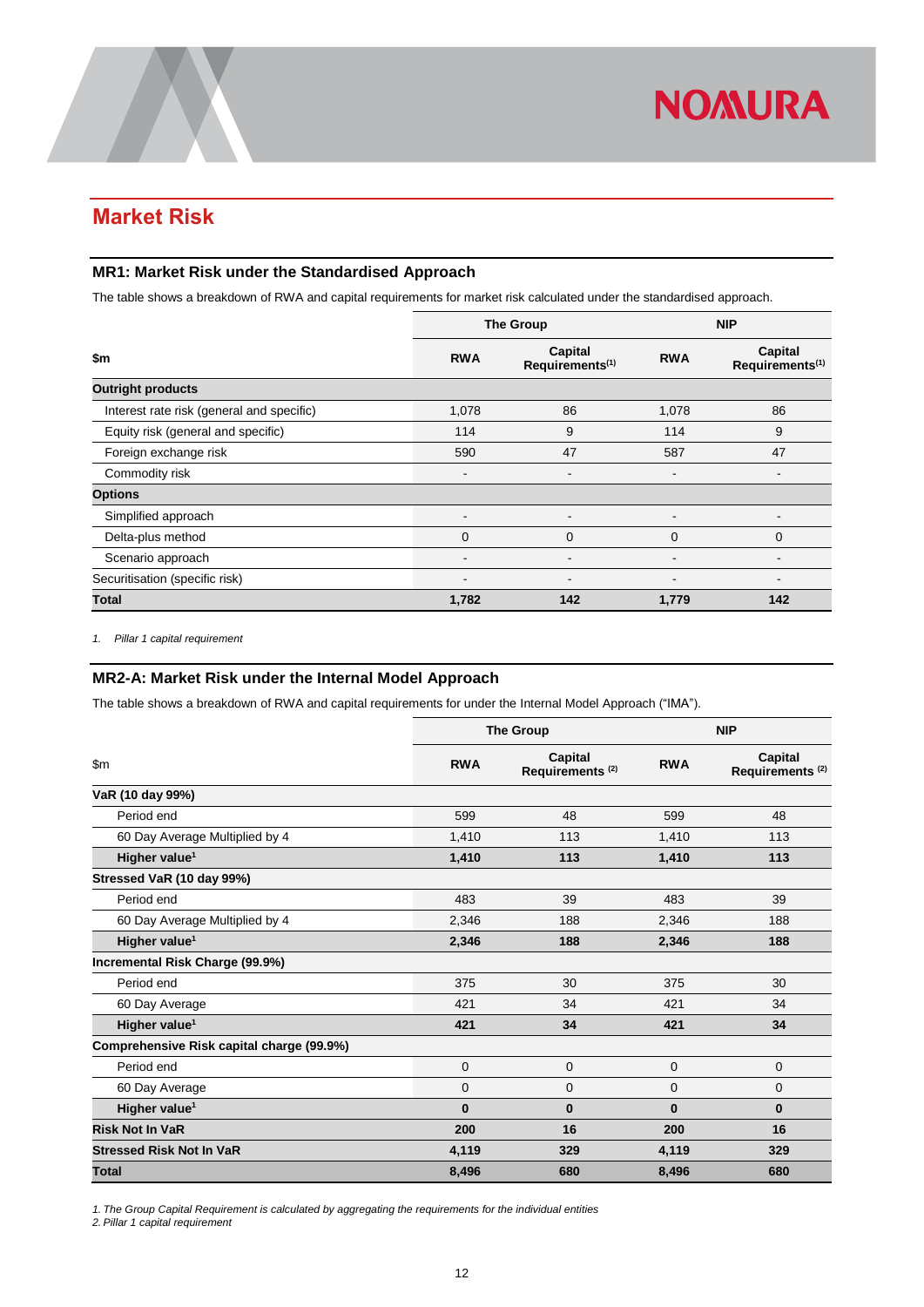## Market Risk

### MR1: Market Risk under the Standardised Approach

The table shows a breakdown of RWA and capital requirements for market risk calculated under the standardised approach.

| $m | The Group | | NIP | |
|---|---|---|---|---|
| | RWA | Capital Requirements[1] | RWA | Capital Requirements[1] |
| **Outright products** | | | | |
| Interest rate risk (general and specific) | 1,078 | 86 | 1,078 | 86 |
| Equity risk (general and specific) | 114 | 9 | 114 | 9 |
| Foreign exchange risk | 590 | 47 | 587 | 47 |
| Commodity risk | - | - | - | - |
| **Options** | | | | |
| Simplified approach | - | - | - | - |
| Delta-plus method | 0 | 0 | 0 | 0 |
| Scenario approach | - | - | - | - |
| Securitisation (specific risk) | - | - | - | - |
| **Total** | **1,782** | **142** | **1,779** | **142** |

*1. Pillar 1 capital requirement*

### MR2-A: Market Risk under the Internal Model Approach

The table shows a breakdown of RWA and capital requirements for under the Internal Model Approach ("IMA").

| $m | The Group | | NIP | |
|---|---|---|---|---|
| | RWA | Capital Requirements [2] | RWA | Capital Requirements [2] |
| **VaR (10 day 99%)** | | | | |
| Period end | 599 | 48 | 599 | 48 |
| 60 Day Average Multiplied by 4 | 1,410 | 113 | 1,410 | 113 |
| **Higher value[1]** | **1,410** | **113** | **1,410** | **113** |
| **Stressed VaR (10 day 99%)** | | | | |
| Period end | 483 | 39 | 483 | 39 |
| 60 Day Average Multiplied by 4 | 2,346 | 188 | 2,346 | 188 |
| **Higher value[1]** | **2,346** | **188** | **2,346** | **188** |
| **Incremental Risk Charge (99.9%)** | | | | |
| Period end | 375 | 30 | 375 | 30 |
| 60 Day Average | 421 | 34 | 421 | 34 |
| **Higher value[1]** | **421** | **34** | **421** | **34** |
| **Comprehensive Risk capital charge (99.9%)** | | | | |
| Period end | 0 | 0 | 0 | 0 |
| 60 Day Average | 0 | 0 | 0 | 0 |
| **Higher value[1]** | **0** | **0** | **0** | **0** |
| **Risk Not In VaR** | **200** | **16** | **200** | **16** |
| **Stressed Risk Not In VaR** | **4,119** | **329** | **4,119** | **329** |
| **Total** | **8,496** | **680** | **8,496** | **680** |

*1. The Group Capital Requirement is calculated by aggregating the requirements for the individual entities*
*2. Pillar 1 capital requirement*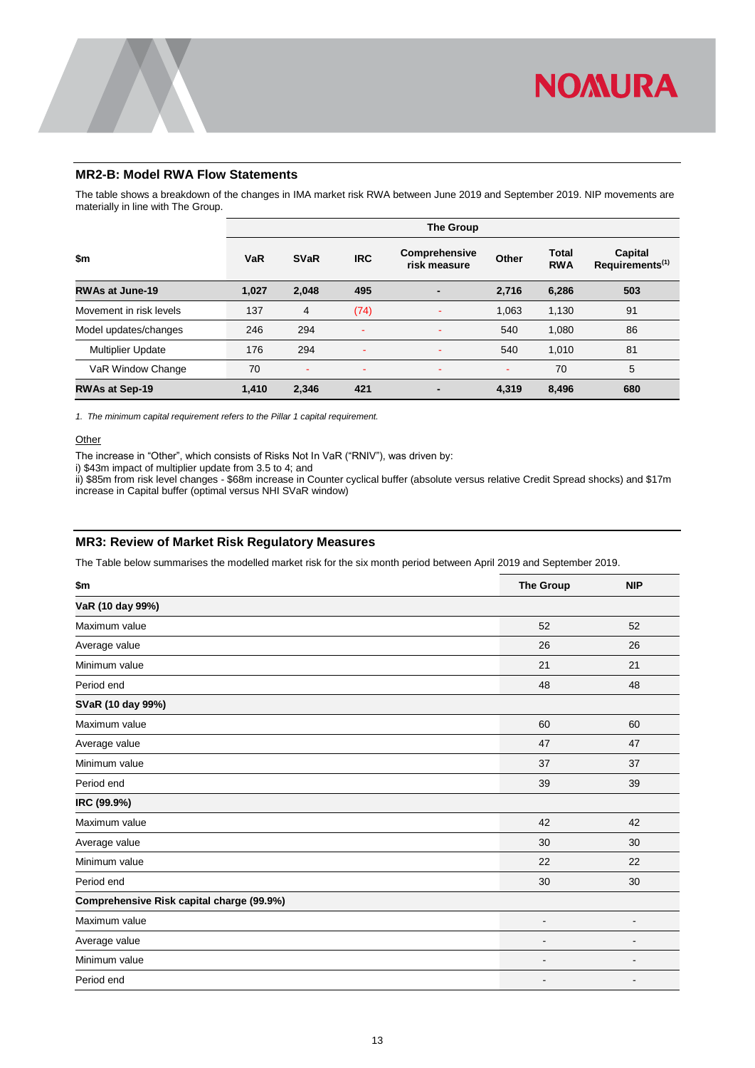## MR2-B: Model RWA Flow Statements

The table shows a breakdown of the changes in IMA market risk RWA between June 2019 and September 2019. NIP movements are materially in line with The Group.

| | The Group | | | | | | |
|---|---|---|---|---|---|---|---|
| **$m** | **VaR** | **SVaR** | **IRC** | **Comprehensive risk measure** | **Other** | **Total RWA** | **Capital Requirements[1]** |
| **RWAs at June-19** | **1,027** | **2,048** | **495** | **-** | **2,716** | **6,286** | **503** |
| Movement in risk levels | 137 | 4 | (74) | - | 1,063 | 1,130 | 91 |
| Model updates/changes | 246 | 294 | - | - | 540 | 1,080 | 86 |
| Multiplier Update | 176 | 294 | - | - | 540 | 1,010 | 81 |
| VaR Window Change | 70 | - | - | - | - | 70 | 5 |
| **RWAs at Sep-19** | **1,410** | **2,346** | **421** | **-** | **4,319** | **8,496** | **680** |

*1. The minimum capital requirement refers to the Pillar 1 capital requirement.*

Other

The increase in "Other", which consists of Risks Not In VaR ("RNIV"), was driven by:
i) $43m impact of multiplier update from 3.5 to 4; and
ii) $85m from risk level changes - $68m increase in Counter cyclical buffer (absolute versus relative Credit Spread shocks) and $17m increase in Capital buffer (optimal versus NHI SVaR window)

## MR3: Review of Market Risk Regulatory Measures

The Table below summarises the modelled market risk for the six month period between April 2019 and September 2019.

| $m | The Group | NIP |
|---|---|---|
| **VaR (10 day 99%)** | | |
| Maximum value | 52 | 52 |
| Average value | 26 | 26 |
| Minimum value | 21 | 21 |
| Period end | 48 | 48 |
| **SVaR (10 day 99%)** | | |
| Maximum value | 60 | 60 |
| Average value | 47 | 47 |
| Minimum value | 37 | 37 |
| Period end | 39 | 39 |
| **IRC (99.9%)** | | |
| Maximum value | 42 | 42 |
| Average value | 30 | 30 |
| Minimum value | 22 | 22 |
| Period end | 30 | 30 |
| **Comprehensive Risk capital charge (99.9%)** | | |
| Maximum value | - | - |
| Average value | - | - |
| Minimum value | - | - |
| Period end | - | - |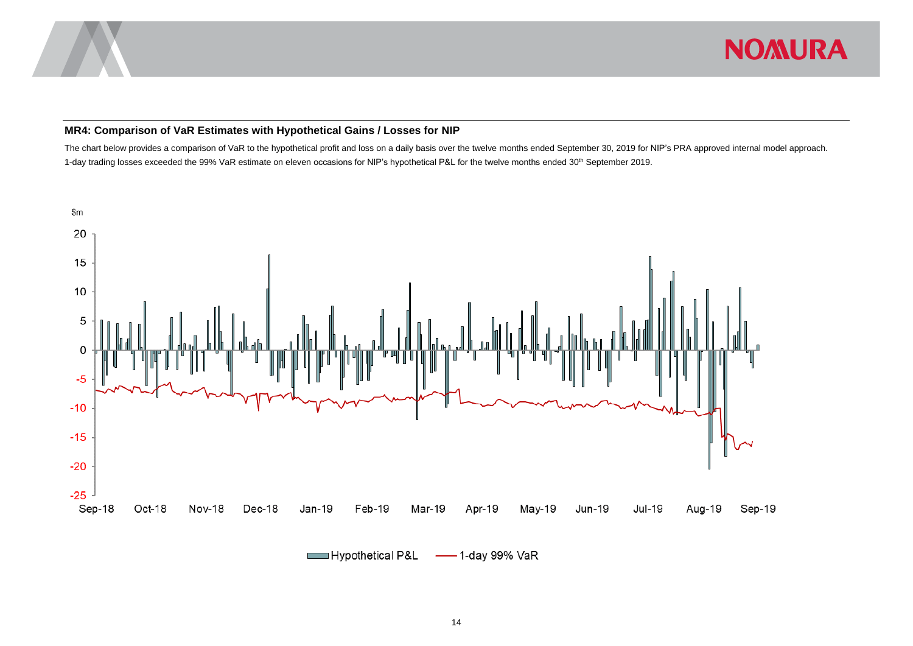### MR4: Comparison of VaR Estimates with Hypothetical Gains / Losses for NIP

The chart below provides a comparison of VaR to the hypothetical profit and loss on a daily basis over the twelve months ended September 30, 2019 for NIP's PRA approved internal model approach. 1-day trading losses exceeded the 99% VaR estimate on eleven occasions for NIP's hypothetical P&L for the twelve months ended 30th September 2019.

$m

Hypothetical P&L — 1-day 99% VaR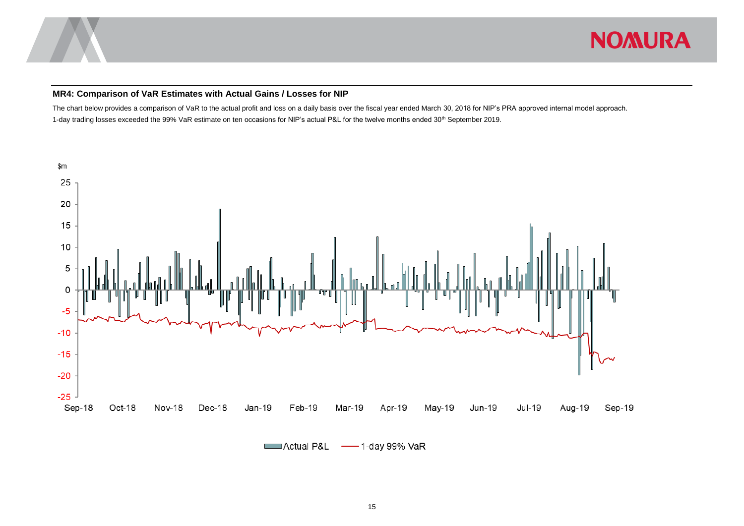### MR4: Comparison of VaR Estimates with Actual Gains / Losses for NIP

The chart below provides a comparison of VaR to the actual profit and loss on a daily basis over the fiscal year ended March 30, 2018 for NIP's PRA approved internal model approach.

1-day trading losses exceeded the 99% VaR estimate on ten occasions for NIP's actual P&L for the twelve months ended 30th September 2019.

$m

25
20
15
10
5
0
-5
-10
-15
-20
-25

Sep-18 Oct-18 Nov-18 Dec-18 Jan-19 Feb-19 Mar-19 Apr-19 May-19 Jun-19 Jul-19 Aug-19 Sep-19

Actual P&L — 1-day 99% VaR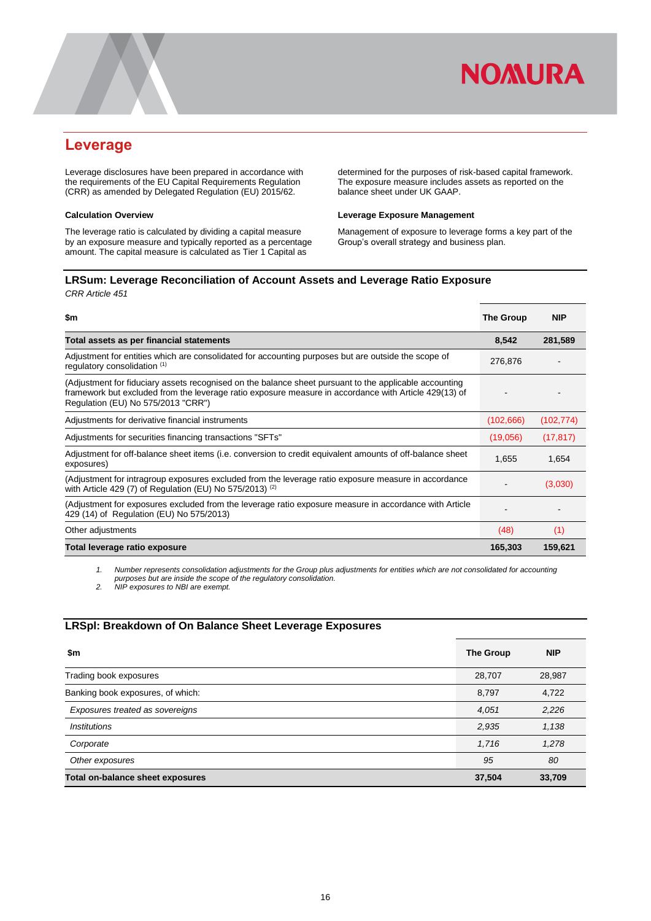## Leverage

Leverage disclosures have been prepared in accordance with the requirements of the EU Capital Requirements Regulation (CRR) as amended by Delegated Regulation (EU) 2015/62.

### Calculation Overview

The leverage ratio is calculated by dividing a capital measure by an exposure measure and typically reported as a percentage amount. The capital measure is calculated as Tier 1 Capital as determined for the purposes of risk-based capital framework. The exposure measure includes assets as reported on the balance sheet under UK GAAP.

### Leverage Exposure Management

Management of exposure to leverage forms a key part of the Group's overall strategy and business plan.

### LRSum: Leverage Reconciliation of Account Assets and Leverage Ratio Exposure

*CRR Article 451*

| $m | The Group | NIP |
|---|---|---|
| **Total assets as per financial statements** | **8,542** | **281,589** |
| Adjustment for entities which are consolidated for accounting purposes but are outside the scope of regulatory consolidation [(1)] | 276,876 | - |
| (Adjustment for fiduciary assets recognised on the balance sheet pursuant to the applicable accounting framework but excluded from the leverage ratio exposure measure in accordance with Article 429(13) of Regulation (EU) No 575/2013 "CRR") | - | - |
| Adjustments for derivative financial instruments | (102,666) | (102,774) |
| Adjustments for securities financing transactions "SFTs" | (19,056) | (17,817) |
| Adjustment for off-balance sheet items (i.e. conversion to credit equivalent amounts of off-balance sheet exposures) | 1,655 | 1,654 |
| (Adjustment for intragroup exposures excluded from the leverage ratio exposure measure in accordance with Article 429 (7) of Regulation (EU) No 575/2013) [(2)] | - | (3,030) |
| (Adjustment for exposures excluded from the leverage ratio exposure measure in accordance with Article 429 (14) of Regulation (EU) No 575/2013) | - | - |
| Other adjustments | (48) | (1) |
| **Total leverage ratio exposure** | **165,303** | **159,621** |

1. *Number represents consolidation adjustments for the Group plus adjustments for entities which are not consolidated for accounting purposes but are inside the scope of the regulatory consolidation.*
2. *NIP exposures to NBI are exempt.*

### LRSpl: Breakdown of On Balance Sheet Leverage Exposures

| $m | The Group | NIP |
|---|---|---|
| Trading book exposures | 28,707 | 28,987 |
| Banking book exposures, of which: | 8,797 | 4,722 |
| *Exposures treated as sovereigns* | *4,051* | *2,226* |
| *Institutions* | *2,935* | *1,138* |
| *Corporate* | *1,716* | *1,278* |
| *Other exposures* | *95* | *80* |
| **Total on-balance sheet exposures** | **37,504** | **33,709** |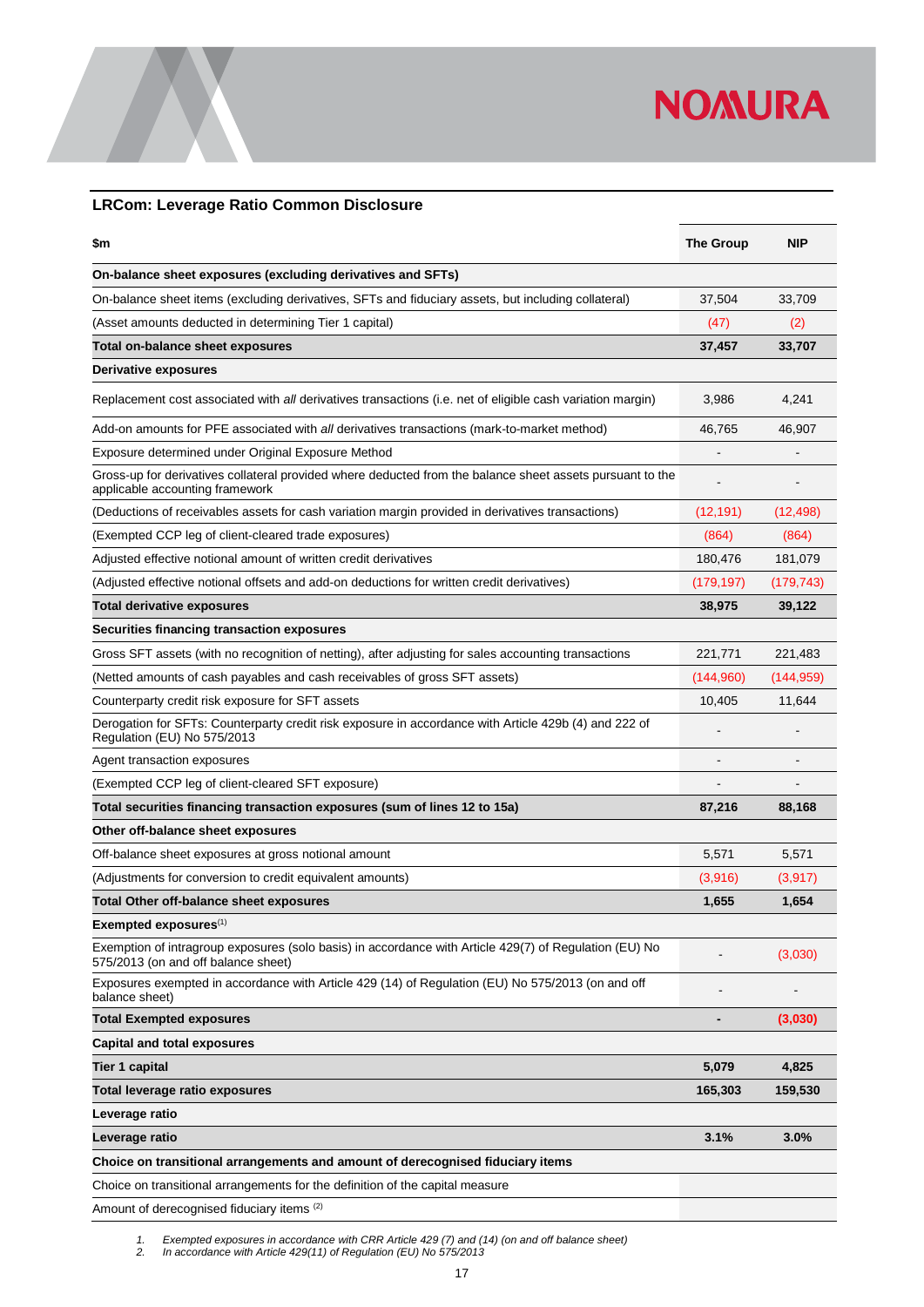## LRCom: Leverage Ratio Common Disclosure

| $m | The Group | NIP |
|---|---|---|
| **On-balance sheet exposures (excluding derivatives and SFTs)** | | |
| On-balance sheet items (excluding derivatives, SFTs and fiduciary assets, but including collateral) | 37,504 | 33,709 |
| (Asset amounts deducted in determining Tier 1 capital) | (47) | (2) |
| **Total on-balance sheet exposures** | **37,457** | **33,707** |
| **Derivative exposures** | | |
| Replacement cost associated with *all* derivatives transactions (i.e. net of eligible cash variation margin) | 3,986 | 4,241 |
| Add-on amounts for PFE associated with *all* derivatives transactions (mark-to-market method) | 46,765 | 46,907 |
| Exposure determined under Original Exposure Method | - | - |
| Gross-up for derivatives collateral provided where deducted from the balance sheet assets pursuant to the applicable accounting framework | - | - |
| (Deductions of receivables assets for cash variation margin provided in derivatives transactions) | (12,191) | (12,498) |
| (Exempted CCP leg of client-cleared trade exposures) | (864) | (864) |
| Adjusted effective notional amount of written credit derivatives | 180,476 | 181,079 |
| (Adjusted effective notional offsets and add-on deductions for written credit derivatives) | (179,197) | (179,743) |
| **Total derivative exposures** | **38,975** | **39,122** |
| **Securities financing transaction exposures** | | |
| Gross SFT assets (with no recognition of netting), after adjusting for sales accounting transactions | 221,771 | 221,483 |
| (Netted amounts of cash payables and cash receivables of gross SFT assets) | (144,960) | (144,959) |
| Counterparty credit risk exposure for SFT assets | 10,405 | 11,644 |
| Derogation for SFTs: Counterparty credit risk exposure in accordance with Article 429b (4) and 222 of Regulation (EU) No 575/2013 | - | - |
| Agent transaction exposures | - | - |
| (Exempted CCP leg of client-cleared SFT exposure) | - | - |
| **Total securities financing transaction exposures (sum of lines 12 to 15a)** | **87,216** | **88,168** |
| **Other off-balance sheet exposures** | | |
| Off-balance sheet exposures at gross notional amount | 5,571 | 5,571 |
| (Adjustments for conversion to credit equivalent amounts) | (3,916) | (3,917) |
| **Total Other off-balance sheet exposures** | **1,655** | **1,654** |
| **Exempted exposures**[1] | | |
| Exemption of intragroup exposures (solo basis) in accordance with Article 429(7) of Regulation (EU) No 575/2013 (on and off balance sheet) | - | (3,030) |
| Exposures exempted in accordance with Article 429 (14) of Regulation (EU) No 575/2013 (on and off balance sheet) | - | - |
| **Total Exempted exposures** | **-** | **(3,030)** |
| **Capital and total exposures** | | |
| **Tier 1 capital** | **5,079** | **4,825** |
| **Total leverage ratio exposures** | **165,303** | **159,530** |
| **Leverage ratio** | | |
| **Leverage ratio** | **3.1%** | **3.0%** |
| **Choice on transitional arrangements and amount of derecognised fiduciary items** | | |
| Choice on transitional arrangements for the definition of the capital measure | | |
| Amount of derecognised fiduciary items [2] | | |

1. *Exempted exposures in accordance with CRR Article 429 (7) and (14) (on and off balance sheet)*
2. *In accordance with Article 429(11) of Regulation (EU) No 575/2013*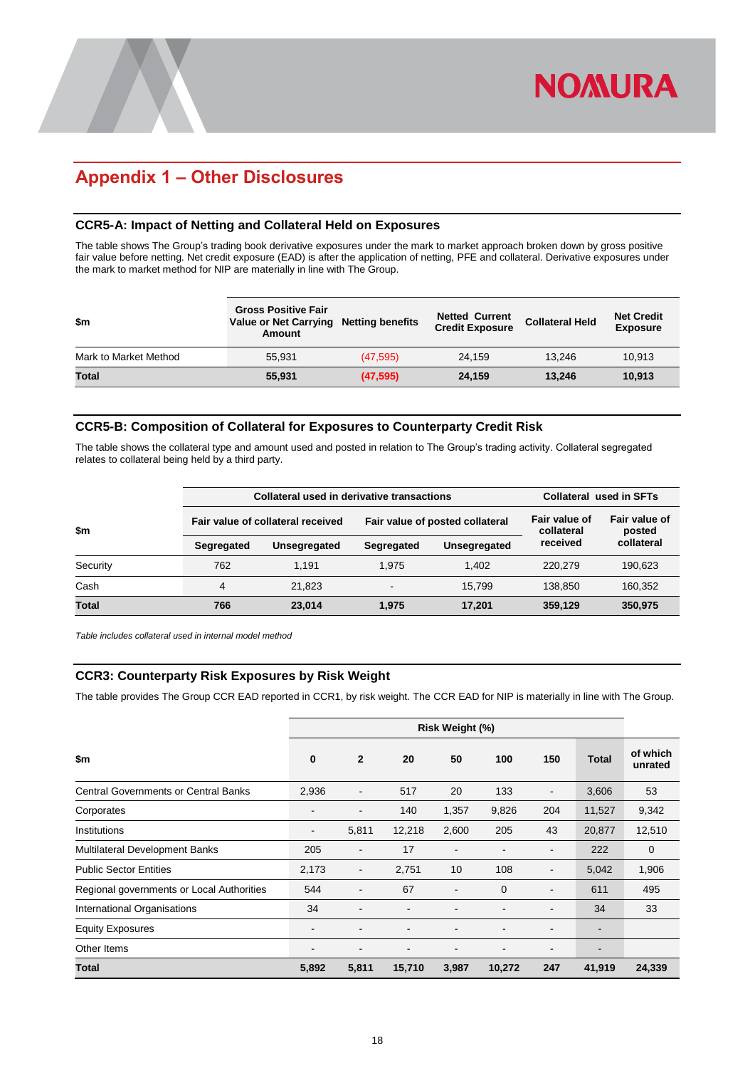# Appendix 1 – Other Disclosures

## CCR5-A: Impact of Netting and Collateral Held on Exposures

The table shows The Group's trading book derivative exposures under the mark to market approach broken down by gross positive fair value before netting. Net credit exposure (EAD) is after the application of netting, PFE and collateral. Derivative exposures under the mark to market method for NIP are materially in line with The Group.

| $m | Gross Positive Fair Value or Net Carrying Amount | Netting benefits | Netted Current Credit Exposure | Collateral Held | Net Credit Exposure |
|---|---|---|---|---|---|
| Mark to Market Method | 55,931 | (47,595) | 24,159 | 13,246 | 10,913 |
| **Total** | **55,931** | **(47,595)** | **24,159** | **13,246** | **10,913** |

## CCR5-B: Composition of Collateral for Exposures to Counterparty Credit Risk

The table shows the collateral type and amount used and posted in relation to The Group's trading activity. Collateral segregated relates to collateral being held by a third party.

| $m | Collateral used in derivative transactions | | | | Collateral used in SFTs | |
|---|---|---|---|---|---|---|
| | Fair value of collateral received | | Fair value of posted collateral | | Fair value of collateral received | Fair value of posted collateral |
| | Segregated | Unsegregated | Segregated | Unsegregated | | |
| Security | 762 | 1,191 | 1,975 | 1,402 | 220,279 | 190,623 |
| Cash | 4 | 21,823 | - | 15,799 | 138,850 | 160,352 |
| **Total** | **766** | **23,014** | **1,975** | **17,201** | **359,129** | **350,975** |

*Table includes collateral used in internal model method*

## CCR3: Counterparty Risk Exposures by Risk Weight

The table provides The Group CCR EAD reported in CCR1, by risk weight. The CCR EAD for NIP is materially in line with The Group.

| $m | Risk Weight (%) | | | | | | | |
|---|---|---|---|---|---|---|---|---|
| | 0 | 2 | 20 | 50 | 100 | 150 | Total | of which unrated |
| Central Governments or Central Banks | 2,936 | - | 517 | 20 | 133 | - | 3,606 | 53 |
| Corporates | - | - | 140 | 1,357 | 9,826 | 204 | 11,527 | 9,342 |
| Institutions | - | 5,811 | 12,218 | 2,600 | 205 | 43 | 20,877 | 12,510 |
| Multilateral Development Banks | 205 | - | 17 | - | - | - | 222 | 0 |
| Public Sector Entities | 2,173 | - | 2,751 | 10 | 108 | - | 5,042 | 1,906 |
| Regional governments or Local Authorities | 544 | - | 67 | - | 0 | - | 611 | 495 |
| International Organisations | 34 | - | - | - | - | - | 34 | 33 |
| Equity Exposures | - | - | - | - | - | - | - | |
| Other Items | - | - | - | - | - | - | - | |
| **Total** | **5,892** | **5,811** | **15,710** | **3,987** | **10,272** | **247** | **41,919** | **24,339** |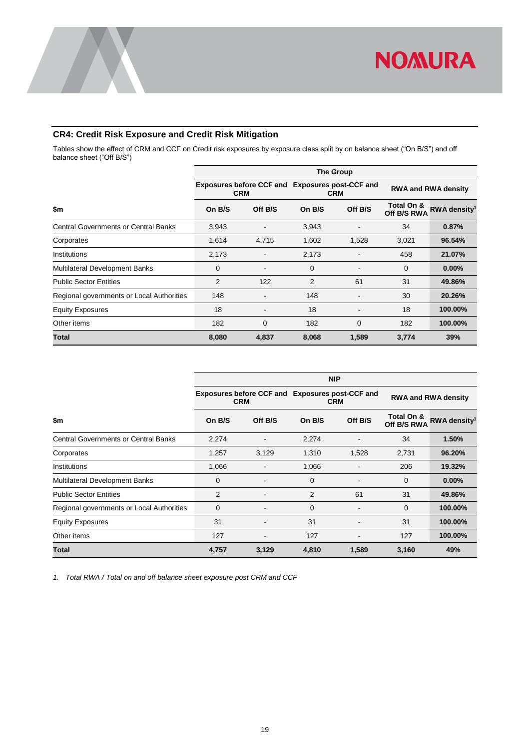## CR4: Credit Risk Exposure and Credit Risk Mitigation

Tables show the effect of CRM and CCF on Credit risk exposures by exposure class split by on balance sheet ("On B/S") and off balance sheet ("Off B/S")

| | The Group | | | | | |
|---|---|---|---|---|---|---|
| | Exposures before CCF and CRM | | Exposures post-CCF and CRM | | RWA and RWA density | |
| **$m** | **On B/S** | **Off B/S** | **On B/S** | **Off B/S** | **Total On & Off B/S RWA** | **RWA density[1]** |
| Central Governments or Central Banks | 3,943 | - | 3,943 | - | 34 | **0.87%** |
| Corporates | 1,614 | 4,715 | 1,602 | 1,528 | 3,021 | **96.54%** |
| Institutions | 2,173 | - | 2,173 | - | 458 | **21.07%** |
| Multilateral Development Banks | 0 | - | 0 | - | 0 | **0.00%** |
| Public Sector Entities | 2 | 122 | 2 | 61 | 31 | **49.86%** |
| Regional governments or Local Authorities | 148 | - | 148 | - | 30 | **20.26%** |
| Equity Exposures | 18 | - | 18 | - | 18 | **100.00%** |
| Other items | 182 | 0 | 182 | 0 | 182 | **100.00%** |
| **Total** | **8,080** | **4,837** | **8,068** | **1,589** | **3,774** | **39%** |

| | NIP | | | | | |
|---|---|---|---|---|---|---|
| | Exposures before CCF and CRM | | Exposures post-CCF and CRM | | RWA and RWA density | |
| **$m** | **On B/S** | **Off B/S** | **On B/S** | **Off B/S** | **Total On & Off B/S RWA** | **RWA density[1]** |
| Central Governments or Central Banks | 2,274 | - | 2,274 | - | 34 | **1.50%** |
| Corporates | 1,257 | 3,129 | 1,310 | 1,528 | 2,731 | **96.20%** |
| Institutions | 1,066 | - | 1,066 | - | 206 | **19.32%** |
| Multilateral Development Banks | 0 | - | 0 | - | 0 | **0.00%** |
| Public Sector Entities | 2 | - | 2 | 61 | 31 | **49.86%** |
| Regional governments or Local Authorities | 0 | - | 0 | - | 0 | **100.00%** |
| Equity Exposures | 31 | - | 31 | - | 31 | **100.00%** |
| Other items | 127 | - | 127 | - | 127 | **100.00%** |
| **Total** | **4,757** | **3,129** | **4,810** | **1,589** | **3,160** | **49%** |

*1. Total RWA / Total on and off balance sheet exposure post CRM and CCF*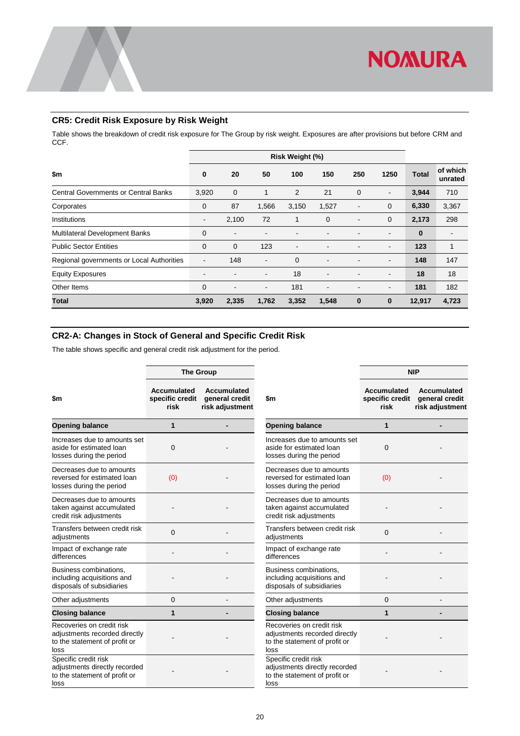## CR5: Credit Risk Exposure by Risk Weight

Table shows the breakdown of credit risk exposure for The Group by risk weight. Exposures are after provisions but before CRM and CCF.

| $m | Risk Weight (%) | | | | | | | | |
|---|---|---|---|---|---|---|---|---|---|
| | 0 | 20 | 50 | 100 | 150 | 250 | 1250 | Total | of which unrated |
| Central Governments or Central Banks | 3,920 | 0 | 1 | 2 | 21 | 0 | - | **3,944** | 710 |
| Corporates | 0 | 87 | 1,566 | 3,150 | 1,527 | - | 0 | **6,330** | 3,367 |
| Institutions | - | 2,100 | 72 | 1 | 0 | - | 0 | **2,173** | 298 |
| Multilateral Development Banks | 0 | - | - | - | - | - | - | **0** | - |
| Public Sector Entities | 0 | 0 | 123 | - | - | - | - | **123** | 1 |
| Regional governments or Local Authorities | - | 148 | - | 0 | - | - | - | **148** | 147 |
| Equity Exposures | - | - | - | 18 | - | - | - | **18** | 18 |
| Other Items | 0 | - | - | 181 | - | - | - | **181** | 182 |
| **Total** | **3,920** | **2,335** | **1,762** | **3,352** | **1,548** | **0** | **0** | **12,917** | **4,723** |

## CR2-A: Changes in Stock of General and Specific Credit Risk

The table shows specific and general credit risk adjustment for the period.

| $m | The Group | |
|---|---|---|
| | Accumulated specific credit risk | Accumulated general credit risk adjustment |
| **Opening balance** | **1** | **-** |
| Increases due to amounts set aside for estimated loan losses during the period | 0 | - |
| Decreases due to amounts reversed for estimated loan losses during the period | (0) | - |
| Decreases due to amounts taken against accumulated credit risk adjustments | - | - |
| Transfers between credit risk adjustments | 0 | - |
| Impact of exchange rate differences | - | - |
| Business combinations, including acquisitions and disposals of subsidiaries | - | - |
| Other adjustments | 0 | - |
| **Closing balance** | **1** | **-** |
| Recoveries on credit risk adjustments recorded directly to the statement of profit or loss | - | - |
| Specific credit risk adjustments directly recorded to the statement of profit or loss | - | - |

| $m | NIP | |
|---|---|---|
| | Accumulated specific credit risk | Accumulated general credit risk adjustment |
| **Opening balance** | **1** | **-** |
| Increases due to amounts set aside for estimated loan losses during the period | 0 | - |
| Decreases due to amounts reversed for estimated loan losses during the period | (0) | - |
| Decreases due to amounts taken against accumulated credit risk adjustments | - | - |
| Transfers between credit risk adjustments | 0 | - |
| Impact of exchange rate differences | - | - |
| Business combinations, including acquisitions and disposals of subsidiaries | - | - |
| Other adjustments | 0 | - |
| **Closing balance** | **1** | **-** |
| Recoveries on credit risk adjustments recorded directly to the statement of profit or loss | - | - |
| Specific credit risk adjustments directly recorded to the statement of profit or loss | - | - |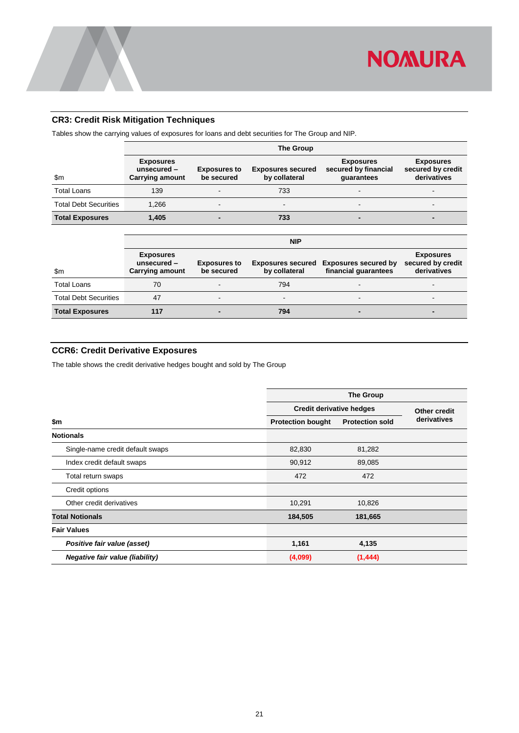## CR3: Credit Risk Mitigation Techniques

Tables show the carrying values of exposures for loans and debt securities for The Group and NIP.

| | The Group | | | | |
|---|---|---|---|---|---|
| $m | Exposures unsecured – Carrying amount | Exposures to be secured | Exposures secured by collateral | Exposures secured by financial guarantees | Exposures secured by credit derivatives |
| Total Loans | 139 | - | 733 | - | - |
| Total Debt Securities | 1,266 | - | - | - | - |
| **Total Exposures** | **1,405** | **-** | **733** | **-** | **-** |

| | NIP | | | | |
|---|---|---|---|---|---|
| $m | Exposures unsecured – Carrying amount | Exposures to be secured | Exposures secured by collateral | Exposures secured by financial guarantees | Exposures secured by credit derivatives |
| Total Loans | 70 | - | 794 | - | - |
| Total Debt Securities | 47 | - | - | - | - |
| **Total Exposures** | **117** | **-** | **794** | **-** | **-** |

## CCR6: Credit Derivative Exposures

The table shows the credit derivative hedges bought and sold by The Group

| | The Group | | |
|---|---|---|---|
| | Credit derivative hedges | | Other credit derivatives |
| **$m** | **Protection bought** | **Protection sold** | |
| **Notionals** | | | |
| Single-name credit default swaps | 82,830 | 81,282 | |
| Index credit default swaps | 90,912 | 89,085 | |
| Total return swaps | 472 | 472 | |
| Credit options | | | |
| Other credit derivatives | 10,291 | 10,826 | |
| **Total Notionals** | **184,505** | **181,665** | |
| **Fair Values** | | | |
| ***Positive fair value (asset)*** | **1,161** | **4,135** | |
| ***Negative fair value (liability)*** | **(4,099)** | **(1,444)** | |